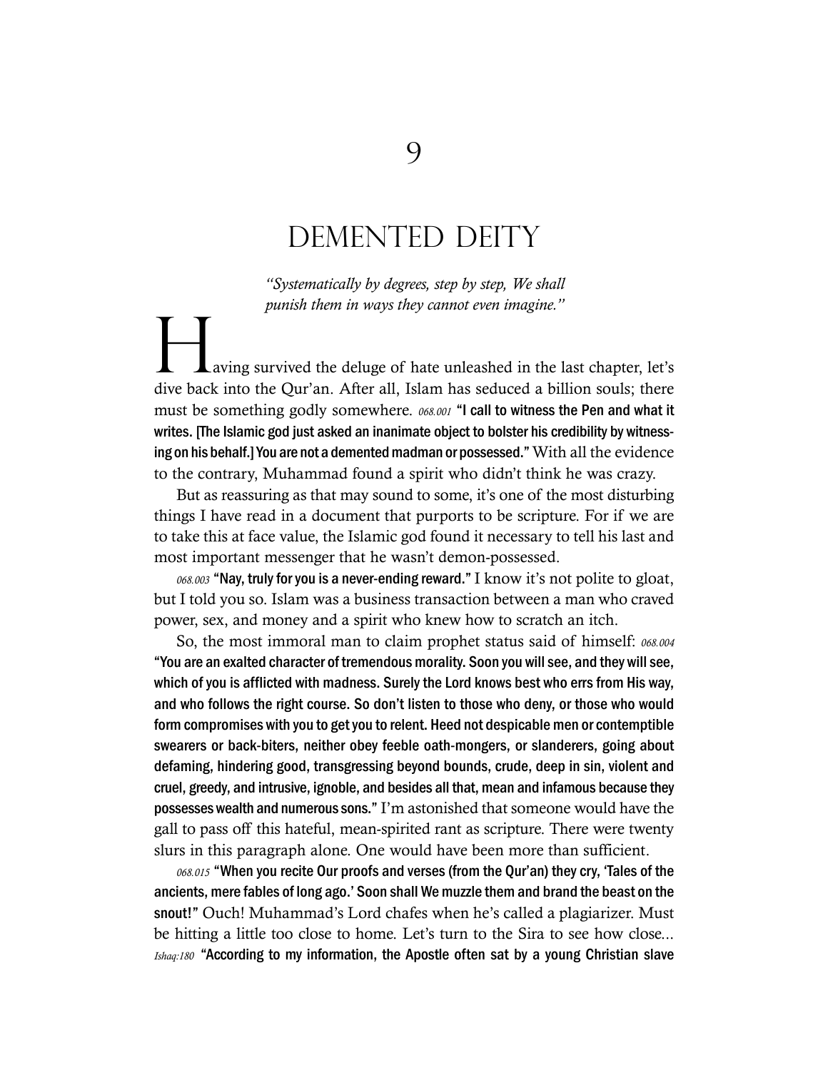# 9

# DEMENTED DEITY

*"Systematically by degrees, step by step, We shall punish them in ways they cannot even imagine."*

Having survived the deluge of hate unleashed in the last chapter, let's dive back into the Qur'an. After all, Islam has seduced a billion souls; there must be something godly somewhere. *068.001* **"I call to witness the Pen and what it writes. [The Islamic god just asked an inanimate object to bolster his credibility by witnessing on his behalf.] You are not a demented madman or possessed."** With all the evidence to the contrary, Muhammad found a spirit who didn't think he was crazy.

But as reassuring as that may sound to some, it's one of the most disturbing things I have read in a document that purports to be scripture. For if we are to take this at face value, the Islamic god found it necessary to tell his last and most important messenger that he wasn't demon-possessed.

*068.003* **"Nay, truly for you is a never-ending reward."** I know it's not polite to gloat, but I told you so. Islam was a business transaction between a man who craved power, sex, and money and a spirit who knew how to scratch an itch.

So, the most immoral man to claim prophet status said of himself: *068.004* **"You are an exalted character of tremendous morality. Soon you will see, and they will see, which of you is afflicted with madness. Surely the Lord knows best who errs from His way, and who follows the right course. So don't listen to those who deny, or those who would form compromises with you to get you to relent. Heed not despicable men or contemptible swearers or back-biters, neither obey feeble oath-mongers, or slanderers, going about defaming, hindering good, transgressing beyond bounds, crude, deep in sin, violent and cruel, greedy, and intrusive, ignoble, and besides all that, mean and infamous because they possesses wealth and numerous sons."** I'm astonished that someone would have the gall to pass off this hateful, mean-spirited rant as scripture. There were twenty slurs in this paragraph alone. One would have been more than sufficient.

*068.015* **"When you recite Our proofs and verses (from the Qur'an) they cry, 'Tales of the ancients, mere fables of long ago.' Soon shall We muzzle them and brand the beast on the snout!"** Ouch! Muhammad's Lord chafes when he's called a plagiarizer. Must be hitting a little too close to home. Let's turn to the Sira to see how close... *Ishaq:180* **"According to my information, the Apostle often sat by a young Christian slave**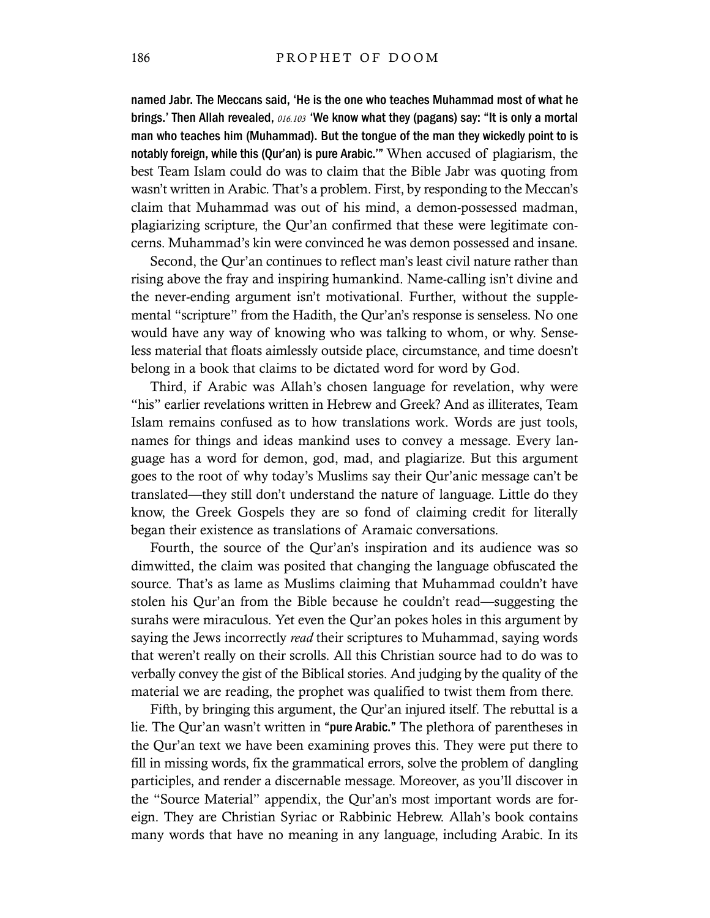**named Jabr. The Meccans said, 'He is the one who teaches Muhammad most of what he brings.' Then Allah revealed,** *016.103* **'We know what they (pagans) say: "It is only a mortal man who teaches him (Muhammad). But the tongue of the man they wickedly point to is notably foreign, while this (Qur'an) is pure Arabic."'** When accused of plagiarism, the best Team Islam could do was to claim that the Bible Jabr was quoting from wasn't written in Arabic. That's a problem. First, by responding to the Meccan's claim that Muhammad was out of his mind, a demon-possessed madman, plagiarizing scripture, the Qur'an confirmed that these were legitimate concerns. Muhammad's kin were convinced he was demon possessed and insane.

Second, the Qur'an continues to reflect man's least civil nature rather than rising above the fray and inspiring humankind. Name-calling isn't divine and the never-ending argument isn't motivational. Further, without the supplemental "scripture" from the Hadith, the Qur'an's response is senseless. No one would have any way of knowing who was talking to whom, or why. Senseless material that floats aimlessly outside place, circumstance, and time doesn't belong in a book that claims to be dictated word for word by God.

Third, if Arabic was Allah's chosen language for revelation, why were "his" earlier revelations written in Hebrew and Greek? And as illiterates, Team Islam remains confused as to how translations work. Words are just tools, names for things and ideas mankind uses to convey a message. Every language has a word for demon, god, mad, and plagiarize. But this argument goes to the root of why today's Muslims say their Qur'anic message can't be translated—they still don't understand the nature of language. Little do they know, the Greek Gospels they are so fond of claiming credit for literally began their existence as translations of Aramaic conversations.

Fourth, the source of the Qur'an's inspiration and its audience was so dimwitted, the claim was posited that changing the language obfuscated the source. That's as lame as Muslims claiming that Muhammad couldn't have stolen his Qur'an from the Bible because he couldn't read—suggesting the surahs were miraculous. Yet even the Qur'an pokes holes in this argument by saying the Jews incorrectly *read* their scriptures to Muhammad, saying words that weren't really on their scrolls. All this Christian source had to do was to verbally convey the gist of the Biblical stories. And judging by the quality of the material we are reading, the prophet was qualified to twist them from there.

Fifth, by bringing this argument, the Qur'an injured itself. The rebuttal is a lie. The Qur'an wasn't written in **"pure Arabic."** The plethora of parentheses in the Qur'an text we have been examining proves this. They were put there to fill in missing words, fix the grammatical errors, solve the problem of dangling participles, and render a discernable message. Moreover, as you'll discover in the "Source Material" appendix, the Qur'an's most important words are foreign. They are Christian Syriac or Rabbinic Hebrew. Allah's book contains many words that have no meaning in any language, including Arabic. In its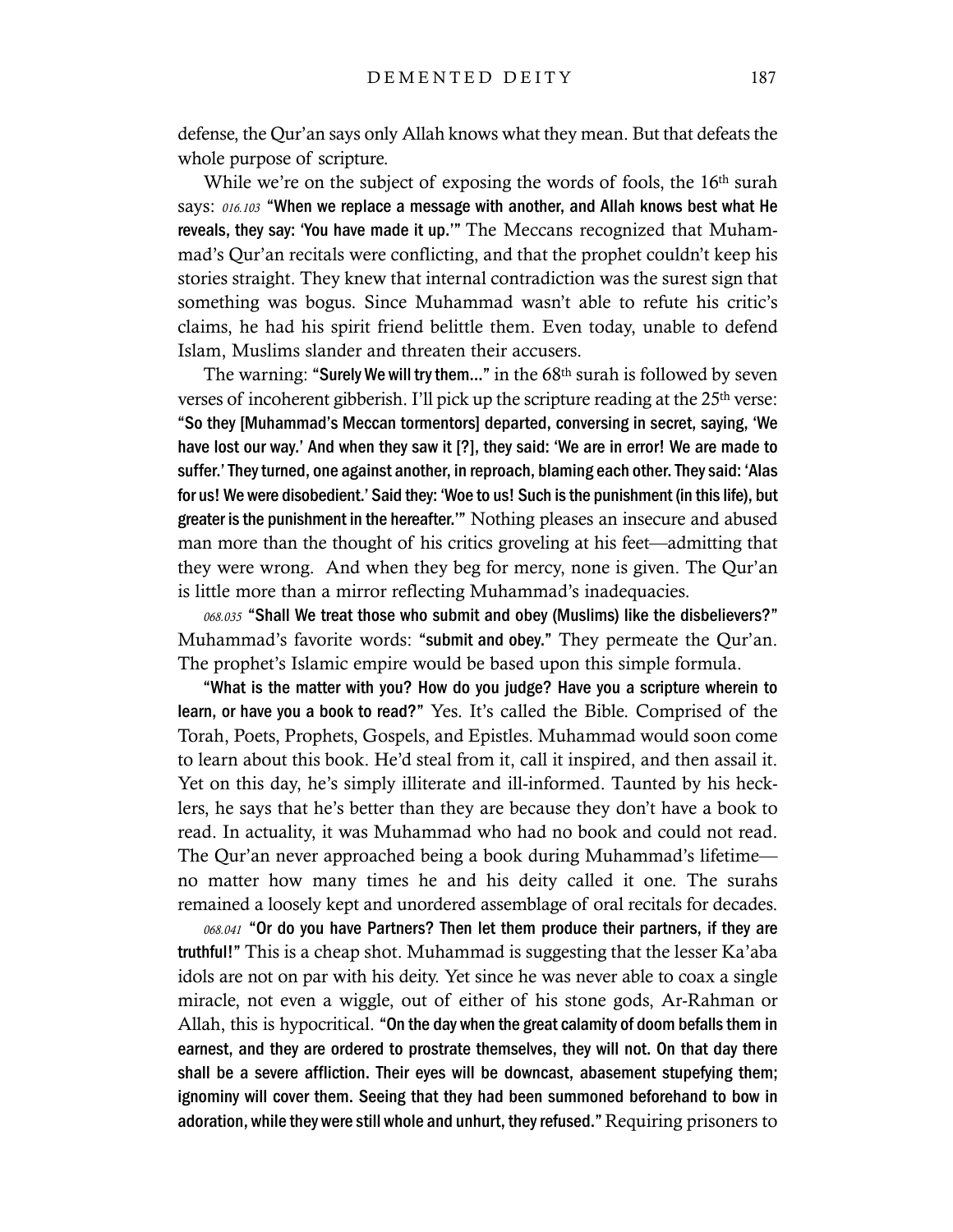defense, the Qur'an says only Allah knows what they mean. But that defeats the whole purpose of scripture.

While we're on the subject of exposing the words of fools, the 16th surah says: *016.103* **"When we replace a message with another, and Allah knows best what He reveals, they say: 'You have made it up.'"** The Meccans recognized that Muhammad's Qur'an recitals were conflicting, and that the prophet couldn't keep his stories straight. They knew that internal contradiction was the surest sign that something was bogus. Since Muhammad wasn't able to refute his critic's claims, he had his spirit friend belittle them. Even today, unable to defend Islam, Muslims slander and threaten their accusers.

The warning: **"Surely We will try them..."** in the 68th surah is followed by seven verses of incoherent gibberish. I'll pick up the scripture reading at the 25th verse: **"So they [Muhammad's Meccan tormentors] departed, conversing in secret, saying, 'We have lost our way.' And when they saw it [?], they said: 'We are in error! We are made to suffer.' They turned, one against another, in reproach, blaming each other. They said: 'Alas for us! We were disobedient.' Said they: 'Woe to us! Such is the punishment (in this life), but greater is the punishment in the hereafter.'"** Nothing pleases an insecure and abused man more than the thought of his critics groveling at his feet—admitting that they were wrong. And when they beg for mercy, none is given. The Qur'an is little more than a mirror reflecting Muhammad's inadequacies.

*068.035* **"Shall We treat those who submit and obey (Muslims) like the disbelievers?"** Muhammad's favorite words: **"submit and obey."** They permeate the Qur'an. The prophet's Islamic empire would be based upon this simple formula.

**"What is the matter with you? How do you judge? Have you a scripture wherein to learn, or have you a book to read?"** Yes. It's called the Bible. Comprised of the Torah, Poets, Prophets, Gospels, and Epistles. Muhammad would soon come to learn about this book. He'd steal from it, call it inspired, and then assail it. Yet on this day, he's simply illiterate and ill-informed. Taunted by his hecklers, he says that he's better than they are because they don't have a book to read. In actuality, it was Muhammad who had no book and could not read. The Qur'an never approached being a book during Muhammad's lifetime—no matter how many times he and his deity called it one. The surahs remained a loosely kept and unordered assemblage of oral recitals for decades.

*068.041* **"Or do you have Partners? Then let them produce their partners, if they are truthful!"** This is a cheap shot. Muhammad is suggesting that the lesser Ka'aba idols are not on par with his deity. Yet since he was never able to coax a single miracle, not even a wiggle, out of either of his stone gods, Ar-Rahman or Allah, this is hypocritical. **"On the day when the great calamity of doom befalls them in earnest, and they are ordered to prostrate themselves, they will not. On that day there shall be a severe affliction. Their eyes will be downcast, abasement stupefying them; ignominy will cover them. Seeing that they had been summoned beforehand to bow in adoration, while they were still whole and unhurt, they refused."** Requiring prisoners to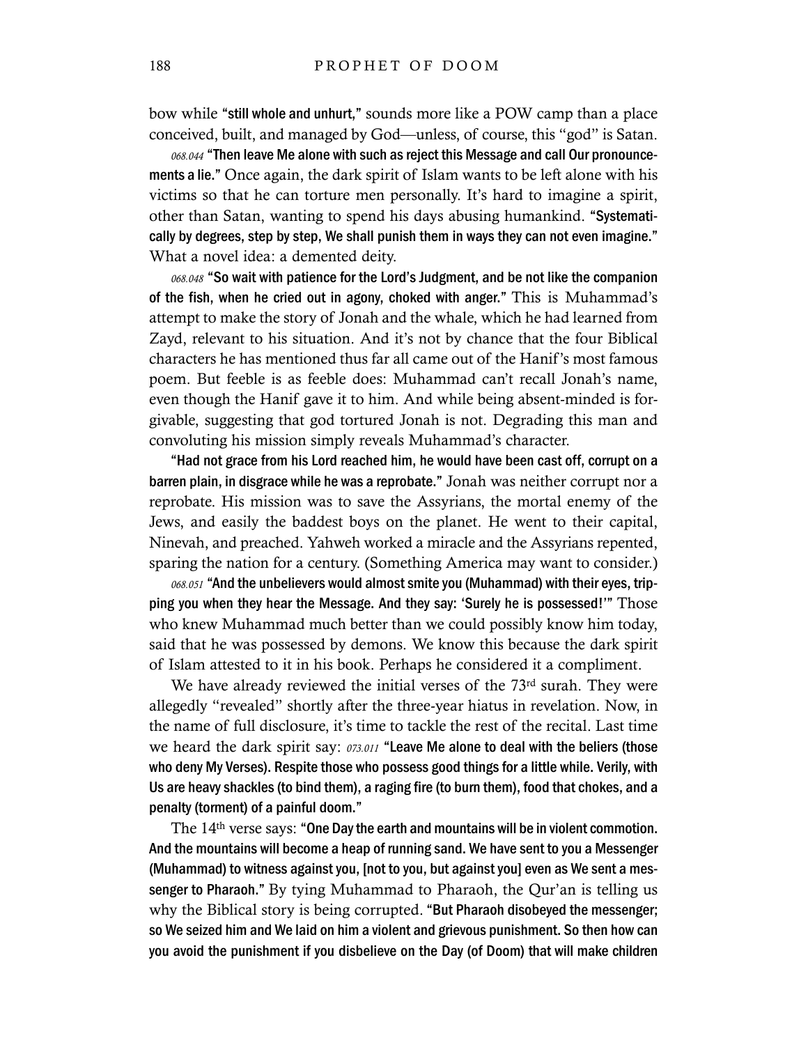bow while **"still whole and unhurt,"** sounds more like a POW camp than a place conceived, built, and managed by God—unless, of course, this "god" is Satan.

*068.044* **"Then leave Me alone with such as reject this Message and call Our pronouncements a lie."** Once again, the dark spirit of Islam wants to be left alone with his victims so that he can torture men personally. It's hard to imagine a spirit, other than Satan, wanting to spend his days abusing humankind. **"Systematically by degrees, step by step, We shall punish them in ways they can not even imagine."** What a novel idea: a demented deity.

*068.048* **"So wait with patience for the Lord's Judgment, and be not like the companion of the fish, when he cried out in agony, choked with anger."** This is Muhammad's attempt to make the story of Jonah and the whale, which he had learned from Zayd, relevant to his situation. And it's not by chance that the four Biblical characters he has mentioned thus far all came out of the Hanif's most famous poem. But feeble is as feeble does: Muhammad can't recall Jonah's name, even though the Hanif gave it to him. And while being absent-minded is forgivable, suggesting that god tortured Jonah is not. Degrading this man and convoluting his mission simply reveals Muhammad's character.

**"Had not grace from his Lord reached him, he would have been cast off, corrupt on a barren plain, in disgrace while he was a reprobate."** Jonah was neither corrupt nor a reprobate. His mission was to save the Assyrians, the mortal enemy of the Jews, and easily the baddest boys on the planet. He went to their capital, Nineveh, and preached. Yahweh worked a miracle and the Assyrians repented, sparing the nation for a century. (Something America may want to consider.)

*068.051* **"And the unbelievers would almost smite you (Muhammad) with their eyes, tripping you when they hear the Message. And they say: 'Surely he is possessed!'"** Those who knew Muhammad much better than we could possibly know him today, said that he was possessed by demons. We know this because the dark spirit of Islam attested to it in his book. Perhaps he considered it a compliment.

We have already reviewed the initial verses of the 73rd surah. They were allegedly "revealed" shortly after the three-year hiatus in revelation. Now, in the name of full disclosure, it's time to tackle the rest of the recital. Last time we heard the dark spirit say: *073.011* **"Leave Me alone to deal with the beliers (those who deny My Verses). Respite those who possess good things for a little while. Verily, with Us are heavy shackles (to bind them), a raging fire (to burn them), food that chokes, and a penalty (torment) of a painful doom."**

The 14th verse says: **"One Day the earth and mountains will be in violent commotion. And the mountains will become a heap of running sand. We have sent to you a Messenger (Muhammad) to witness against you, [not to you, but against you] even as We sent a messenger to Pharaoh."** By tying Muhammad to Pharaoh, the Qur'an is telling us why the Biblical story is being corrupted. **"But Pharaoh disobeyed the messenger; so We seized him and We laid on him a violent and grievous punishment. So then how can you avoid the punishment if you disbelieve on the Day (of Doom) that will make children**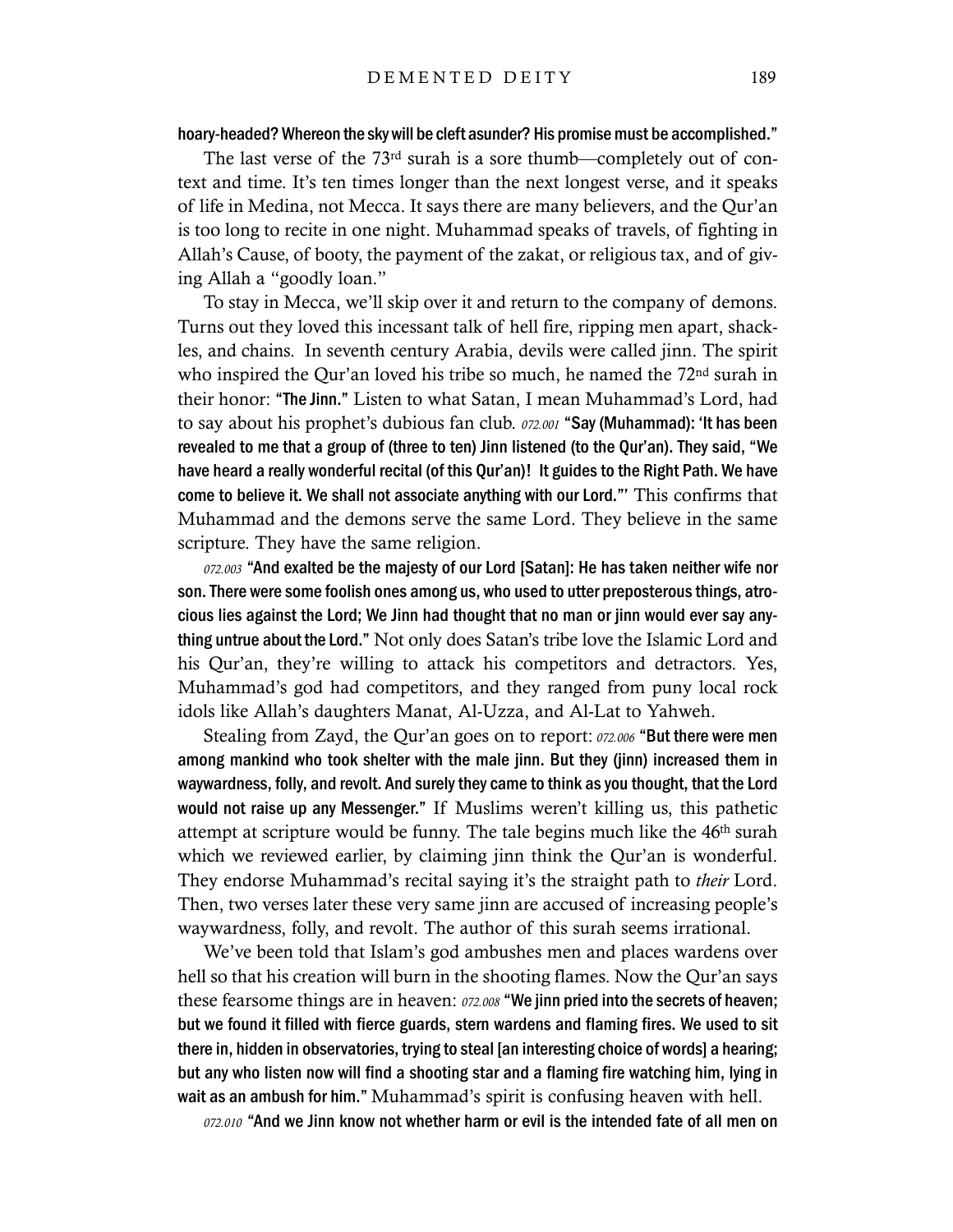**hoary-headed? Whereon the sky will be cleft asunder? His promise must be accomplished."**

The last verse of the 73rd surah is a sore thumb—completely out of context and time. It's ten times longer than the next longest verse, and it speaks of life in Medina, not Mecca. It says there are many believers, and the Qur'an is too long to recite in one night. Muhammad speaks of travels, of fighting in Allah's Cause, of booty, the payment of the zakat, or religious tax, and of giving Allah a "goodly loan."

To stay in Mecca, we'll skip over it and return to the company of demons. Turns out they loved this incessant talk of hell fire, ripping men apart, shackles, and chains. In seventh century Arabia, devils were called jinn. The spirit who inspired the Qur'an loved his tribe so much, he named the 72nd surah in their honor: **"The Jinn."** Listen to what Satan, I mean Muhammad's Lord, had to say about his prophet's dubious fan club. *072.001* **"Say (Muhammad): 'It has been revealed to me that a group of (three to ten) Jinn listened (to the Qur'an). They said, "We have heard a really wonderful recital (of this Qur'an)! It guides to the Right Path. We have come to believe it. We shall not associate anything with our Lord."'** This confirms that Muhammad and the demons serve the same Lord. They believe in the same scripture. They have the same religion.

*072.003* **"And exalted be the majesty of our Lord [Satan]: He has taken neither wife nor son. There were some foolish ones among us, who used to utter preposterous things, atrocious lies against the Lord; We Jinn had thought that no man or jinn would ever say anything untrue about the Lord."** Not only does Satan's tribe love the Islamic Lord and his Qur'an, they're willing to attack his competitors and detractors. Yes, Muhammad's god had competitors, and they ranged from puny local rock idols like Allah's daughters Manat, Al-Uzza, and Al-Lat to Yahweh.

Stealing from Zayd, the Qur'an goes on to report: *072.006* **"But there were men among mankind who took shelter with the male jinn. But they (jinn) increased them in waywardness, folly, and revolt. And surely they came to think as you thought, that the Lord would not raise up any Messenger."** If Muslims weren't killing us, this pathetic attempt at scripture would be funny. The tale begins much like the 46th surah which we reviewed earlier, by claiming jinn think the Qur'an is wonderful. They endorse Muhammad's recital saying it's the straight path to *their* Lord. Then, two verses later these very same jinn are accused of increasing people's waywardness, folly, and revolt. The author of this surah seems irrational.

We've been told that Islam's god ambushes men and places wardens over hell so that his creation will burn in the shooting flames. Now the Qur'an says these fearsome things are in heaven: *072.008* **"We jinn pried into the secrets of heaven; but we found it filled with fierce guards, stern wardens and flaming fires. We used to sit there in, hidden in observatories, trying to steal [an interesting choice of words] a hearing; but any who listen now will find a shooting star and a flaming fire watching him, lying in wait as an ambush for him."** Muhammad's spirit is confusing heaven with hell.

*072.010* **"And we Jinn know not whether harm or evil is the intended fate of all men on**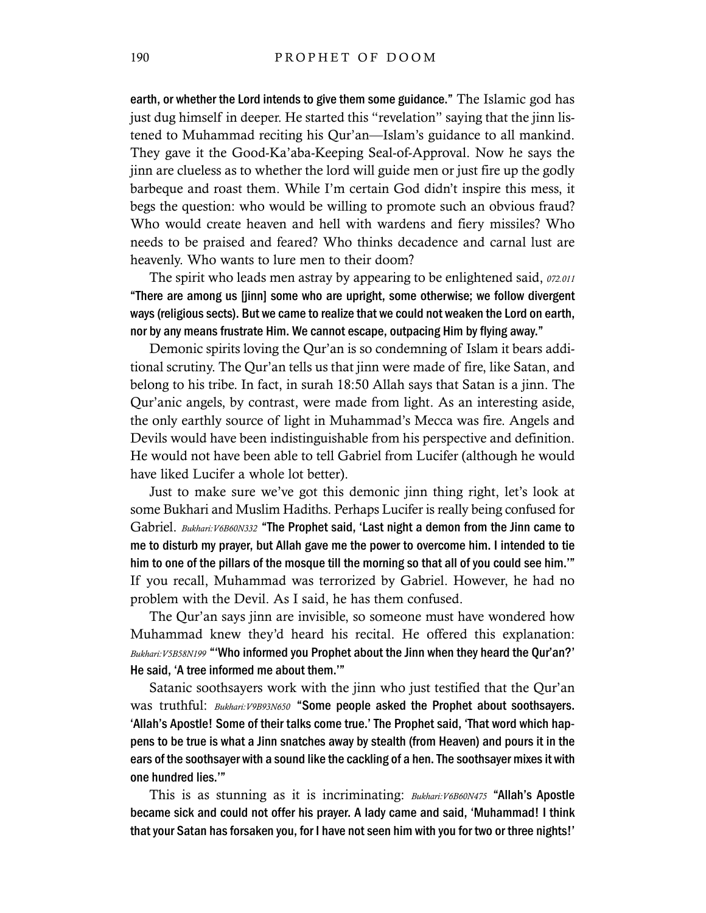**earth, or whether the Lord intends to give them some guidance."** The Islamic god has just dug himself in deeper. He started this "revelation" saying that the jinn listened to Muhammad reciting his Qur'an—Islam's guidance to all mankind. They gave it the Good-Ka'aba-Keeping Seal-of-Approval. Now he says the jinn are clueless as to whether the lord will guide men or just fire up the godly barbeque and roast them. While I'm certain God didn't inspire this mess, it begs the question: who would be willing to promote such an obvious fraud? Who would create heaven and hell with wardens and fiery missiles? Who needs to be praised and feared? Who thinks decadence and carnal lust are heavenly. Who wants to lure men to their doom?

The spirit who leads men astray by appearing to be enlightened said, *072.011* **"There are among us [jinn] some who are upright, some otherwise; we follow divergent ways (religious sects). But we came to realize that we could not weaken the Lord on earth, nor by any means frustrate Him. We cannot escape, outpacing Him by flying away."**

Demonic spirits loving the Qur'an is so condemning of Islam it bears additional scrutiny. The Qur'an tells us that jinn were made of fire, like Satan, and belong to his tribe. In fact, in surah 18:50 Allah says that Satan is a jinn. The Qur'anic angels, by contrast, were made from light. As an interesting aside, the only earthly source of light in Muhammad's Mecca was fire. Angels and Devils would have been indistinguishable from his perspective and definition. He would not have been able to tell Gabriel from Lucifer (although he would have liked Lucifer a whole lot better).

Just to make sure we've got this demonic jinn thing right, let's look at some Bukhari and Muslim Hadiths. Perhaps Lucifer is really being confused for Gabriel. *Bukhari:V6B60N332* **"The Prophet said, 'Last night a demon from the Jinn came to me to disturb my prayer, but Allah gave me the power to overcome him. I intended to tie him to one of the pillars of the mosque till the morning so that all of you could see him.'"** If you recall, Muhammad was terrorized by Gabriel. However, he had no problem with the Devil. As I said, he has them confused.

The Qur'an says jinn are invisible, so someone must have wondered how Muhammad knew they'd heard his recital. He offered this explanation: *Bukhari:V5B58N199* **"'Who informed you Prophet about the Jinn when they heard the Qur'an?' He said, 'A tree informed me about them.'"**

Satanic soothsayers work with the jinn who just testified that the Qur'an was truthful: *Bukhari:V9B93N650* **"Some people asked the Prophet about soothsayers. 'Allah's Apostle! Some of their talks come true.' The Prophet said, 'That word which happens to be true is what a Jinn snatches away by stealth (from Heaven) and pours it in the ears of the soothsayer with a sound like the cackling of a hen. The soothsayer mixes it with one hundred lies.'"**

This is as stunning as it is incriminating: *Bukhari:V6B60N475* **"Allah's Apostle became sick and could not offer his prayer. A lady came and said, 'Muhammad! I think that your Satan has forsaken you, for I have not seen him with you for two or three nights!'**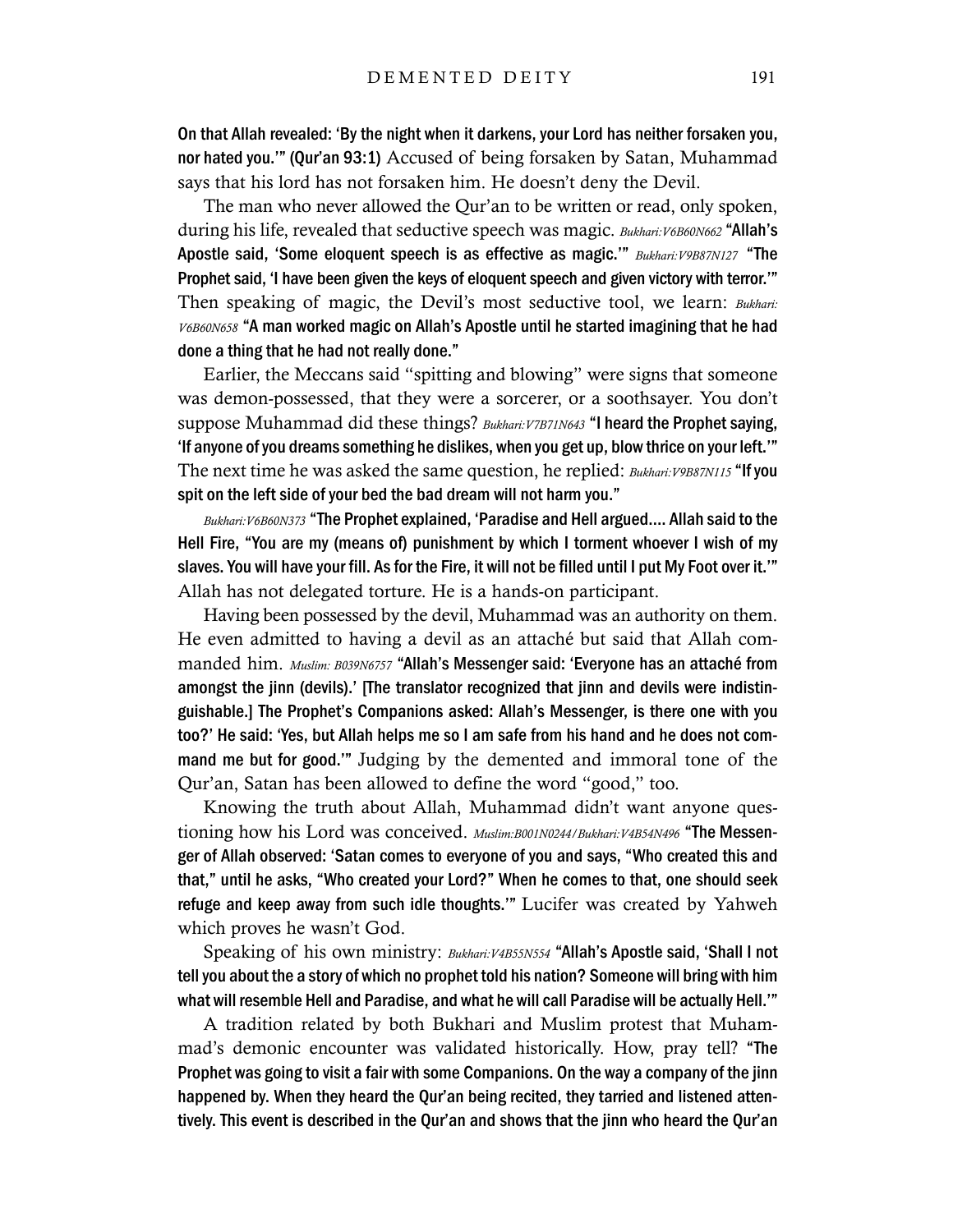On that Allah revealed: 'By the night when it darkens, your Lord has neither forsaken you, nor hated you.'" (Qur'an 93:1) Accused of being forsaken by Satan, Muhammad says that his lord has not forsaken him. He doesn't deny the Devil.

The man who never allowed the Qur'an to be written or read, only spoken, during his life, revealed that seductive speech was magic. *Bukhari:V6B60N662* **"Allah's Apostle said, 'Some eloquent speech is as effective as magic.'"** *Bukhari:V9B87N127* **"The Prophet said, 'I have been given the keys of eloquent speech and given victory with terror.'"** Then speaking of magic, the Devil's most seductive tool, we learn: *Bukhari: V6B60N658* **"A man worked magic on Allah's Apostle until he started imagining that he had done a thing that he had not really done."**

Earlier, the Meccans said "spitting and blowing" were signs that someone was demon-possessed, that they were a sorcerer, or a soothsayer. You don't suppose Muhammad did these things? *Bukhari:V7B71N643* **"I heard the Prophet saying, 'If anyone of you dreams something he dislikes, when you get up, blow thrice on your left.'"** The next time he was asked the same question, he replied: *Bukhari:V9B87N115* **"If you spit on the left side of your bed the bad dream will not harm you."**

*Bukhari:V6B60N373* **"The Prophet explained, 'Paradise and Hell argued.... Allah said to the Hell Fire, "You are my (means of) punishment by which I torment whoever I wish of my slaves. You will have your fill. As for the Fire, it will not be filled until I put My Foot over it."'"** Allah has not delegated torture. He is a hands-on participant.

Having been possessed by the devil, Muhammad was an authority on them. He even admitted to having a devil as an attaché but said that Allah commanded him. *Muslim: B039N6757* **"Allah's Messenger said: 'Everyone has an attaché from amongst the jinn (devils).' [The translator recognized that jinn and devils were indistinguishable.] The Prophet's Companions asked: Allah's Messenger, is there one with you too?' He said: 'Yes, but Allah helps me so I am safe from his hand and he does not command me but for good.'"** Judging by the demented and immoral tone of the Qur'an, Satan has been allowed to define the word "good," too.

Knowing the truth about Allah, Muhammad didn't want anyone questioning how his Lord was conceived. *Muslim:B001N0244/Bukhari:V4B54N496* **"The Messenger of Allah observed: 'Satan comes to everyone of you and says, "Who created this and that," until he asks, "Who created your Lord?" When he comes to that, one should seek refuge and keep away from such idle thoughts.'"** Lucifer was created by Yahweh which proves he wasn't God.

Speaking of his own ministry: *Bukhari:V4B55N554* **"Allah's Apostle said, 'Shall I not tell you about the a story of which no prophet told his nation? Someone will bring with him what will resemble Hell and Paradise, and what he will call Paradise will be actually Hell.'"**

A tradition related by both Bukhari and Muslim protest that Muhammad's demonic encounter was validated historically. How, pray tell? **"The Prophet was going to visit a fair with some Companions. On the way a company of the jinn happened by. When they heard the Qur'an being recited, they tarried and listened attentively. This event is described in the Qur'an and shows that the jinn who heard the Qur'an**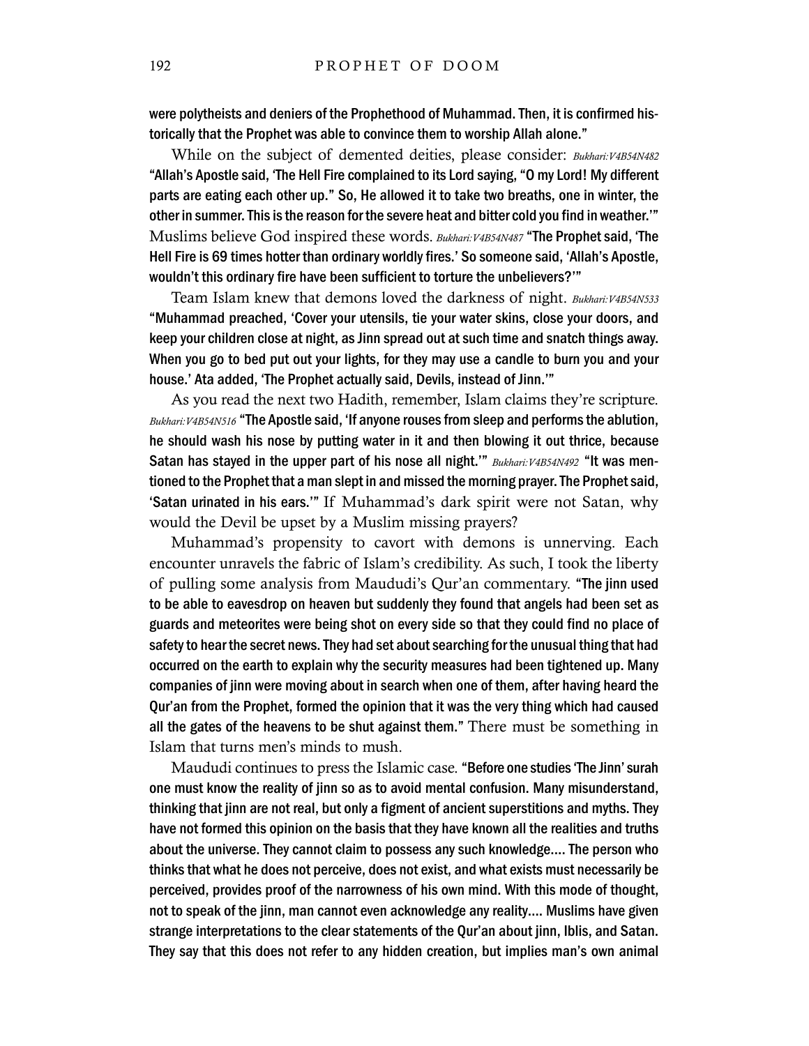were polytheists and deniers of the Prophethood of Muhammad. Then, it is confirmed historically that the Prophet was able to convince them to worship Allah alone."

While on the subject of demented deities, please consider: *Bukhari:V4B54N482* "Allah's Apostle said, 'The Hell Fire complained to its Lord saying, "O my Lord! My different parts are eating each other up." So, He allowed it to take two breaths, one in winter, the other in summer. This is the reason for the severe heat and bitter cold you find in weather.'" Muslims believe God inspired these words. *Bukhari:V4B54N487* "The Prophet said, 'The Hell Fire is 69 times hotter than ordinary worldly fires.' So someone said, 'Allah's Apostle, wouldn't this ordinary fire have been sufficient to torture the unbelievers?'"

Team Islam knew that demons loved the darkness of night. *Bukhari:V4B54N533* "Muhammad preached, 'Cover your utensils, tie your water skins, close your doors, and keep your children close at night, as Jinn spread out at such time and snatch things away. When you go to bed put out your lights, for they may use a candle to burn you and your house.' Ata added, 'The Prophet actually said, Devils, instead of Jinn.'"

As you read the next two Hadith, remember, Islam claims they're scripture. *Bukhari:V4B54N516* "The Apostle said, 'If anyone rouses from sleep and performs the ablution, he should wash his nose by putting water in it and then blowing it out thrice, because Satan has stayed in the upper part of his nose all night.'" *Bukhari:V4B54N492* "It was mentioned to the Prophet that a man slept in and missed the morning prayer. The Prophet said, 'Satan urinated in his ears.'" If Muhammad's dark spirit were not Satan, why would the Devil be upset by a Muslim missing prayers?

Muhammad's propensity to cavort with demons is unnerving. Each encounter unravels the fabric of Islam's credibility. As such, I took the liberty of pulling some analysis from Maududi's Qur'an commentary. "The jinn used to be able to eavesdrop on heaven but suddenly they found that angels had been set as guards and meteorites were being shot on every side so that they could find no place of safety to hear the secret news. They had set about searching for the unusual thing that had occurred on the earth to explain why the security measures had been tightened up. Many companies of jinn were moving about in search when one of them, after having heard the Qur'an from the Prophet, formed the opinion that it was the very thing which had caused all the gates of the heavens to be shut against them." There must be something in Islam that turns men's minds to mush.

Maududi continues to press the Islamic case. "Before one studies 'The Jinn' surah one must know the reality of jinn so as to avoid mental confusion. Many misunderstand, thinking that jinn are not real, but only a figment of ancient superstitions and myths. They have not formed this opinion on the basis that they have known all the realities and truths about the universe. They cannot claim to possess any such knowledge.... The person who thinks that what he does not perceive, does not exist, and what exists must necessarily be perceived, provides proof of the narrowness of his own mind. With this mode of thought, not to speak of the jinn, man cannot even acknowledge any reality.... Muslims have given strange interpretations to the clear statements of the Qur'an about jinn, Iblis, and Satan. They say that this does not refer to any hidden creation, but implies man's own animal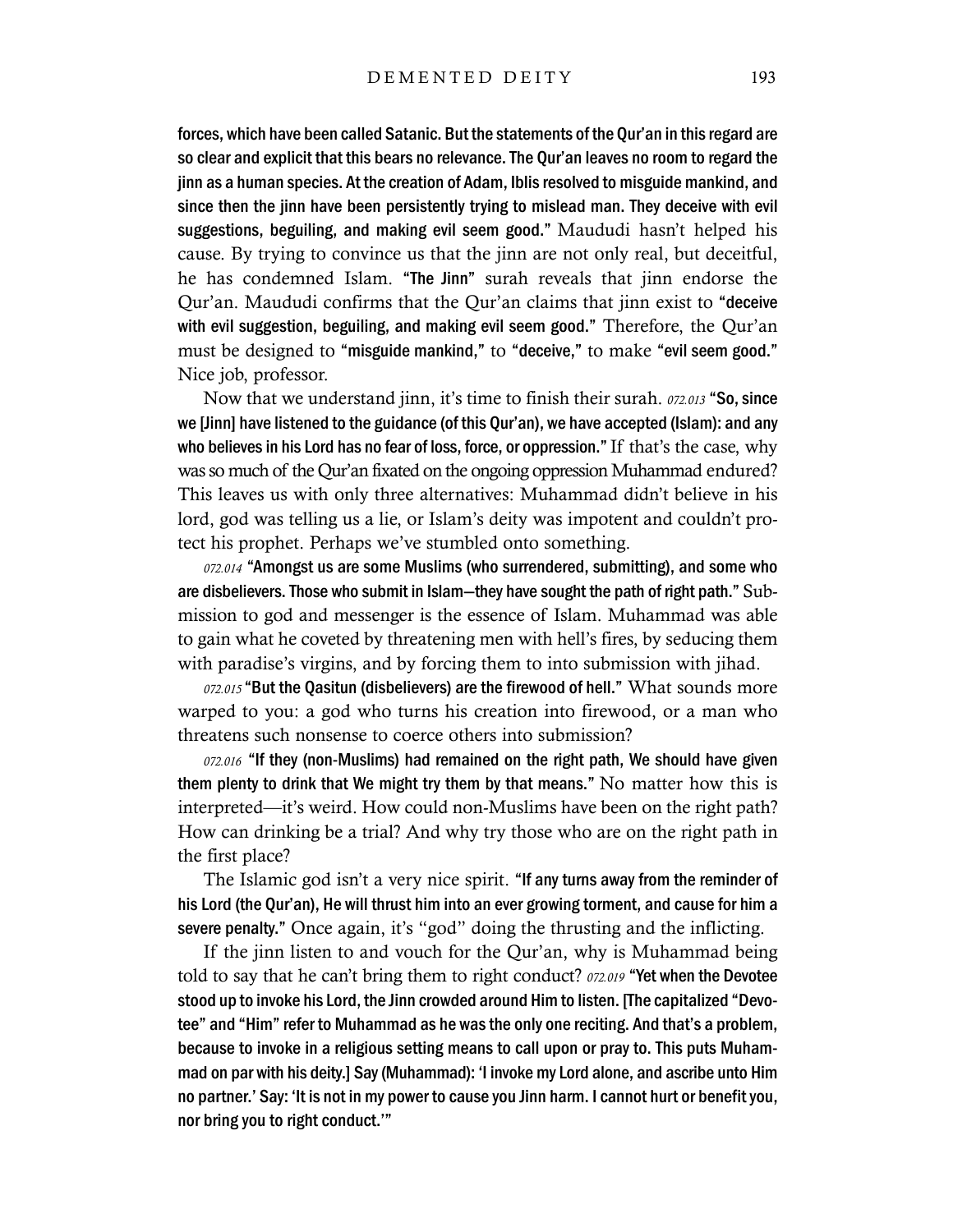**forces, which have been called Satanic. But the statements of the Qur'an in this regard are so clear and explicit that this bears no relevance. The Qur'an leaves no room to regard the jinn as a human species. At the creation of Adam, Iblis resolved to misguide mankind, and since then the jinn have been persistently trying to mislead man. They deceive with evil suggestions, beguiling, and making evil seem good."** Maududi hasn't helped his cause. By trying to convince us that the jinn are not only real, but deceitful, he has condemned Islam. **"The Jinn"** surah reveals that jinn endorse the Qur'an. Maududi confirms that the Qur'an claims that jinn exist to **"deceive with evil suggestion, beguiling, and making evil seem good."** Therefore, the Qur'an must be designed to **"misguide mankind,"** to **"deceive,"** to make **"evil seem good."** Nice job, professor.

Now that we understand jinn, it's time to finish their surah. *072.013* **"So, since we [Jinn] have listened to the guidance (of this Qur'an), we have accepted (Islam): and any who believes in his Lord has no fear of loss, force, or oppression."** If that's the case, why was so much of the Qur'an fixated on the ongoing oppression Muhammad endured? This leaves us with only three alternatives: Muhammad didn't believe in his lord, god was telling us a lie, or Islam's deity was impotent and couldn't protect his prophet. Perhaps we've stumbled onto something.

*072.014* **"Amongst us are some Muslims (who surrendered, submitting), and some who are disbelievers. Those who submit in Islam—they have sought the path of right path."** Submission to god and messenger is the essence of Islam. Muhammad was able to gain what he coveted by threatening men with hell's fires, by seducing them with paradise's virgins, and by forcing them to into submission with jihad.

*072.015* **"But the Qasitun (disbelievers) are the firewood of hell."** What sounds more warped to you: a god who turns his creation into firewood, or a man who threatens such nonsense to coerce others into submission?

*072.016* **"If they (non-Muslims) had remained on the right path, We should have given them plenty to drink that We might try them by that means."** No matter how this is interpreted—it's weird. How could non-Muslims have been on the right path? How can drinking be a trial? And why try those who are on the right path in the first place?

The Islamic god isn't a very nice spirit. **"If any turns away from the reminder of his Lord (the Qur'an), He will thrust him into an ever growing torment, and cause for him a severe penalty."** Once again, it's "god" doing the thrusting and the inflicting.

If the jinn listen to and vouch for the Qur'an, why is Muhammad being told to say that he can't bring them to right conduct? *072.019* **"Yet when the Devotee stood up to invoke his Lord, the Jinn crowded around Him to listen. [The capitalized "Devotee" and "Him" refer to Muhammad as he was the only one reciting. And that's a problem, because to invoke in a religious setting means to call upon or pray to. This puts Muhammad on par with his deity.] Say (Muhammad): 'I invoke my Lord alone, and ascribe unto Him no partner.' Say: 'It is not in my power to cause you Jinn harm. I cannot hurt or benefit you, nor bring you to right conduct.'"**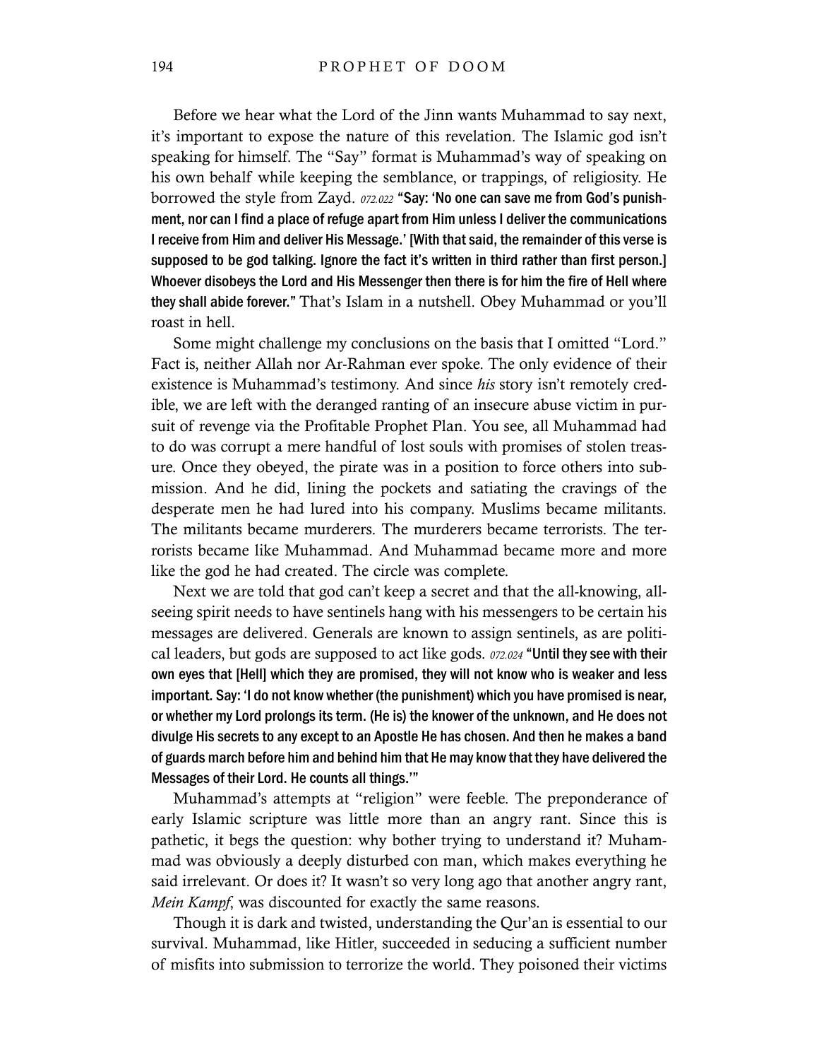Before we hear what the Lord of the Jinn wants Muhammad to say next, it's important to expose the nature of this revelation. The Islamic god isn't speaking for himself. The "Say" format is Muhammad's way of speaking on his own behalf while keeping the semblance, or trappings, of religiosity. He borrowed the style from Zayd. *072.022* **"Say: 'No one can save me from God's punishment, nor can I find a place of refuge apart from Him unless I deliver the communications I receive from Him and deliver His Message.' [With that said, the remainder of this verse is supposed to be god talking. Ignore the fact it's written in third rather than first person.] Whoever disobeys the Lord and His Messenger then there is for him the fire of Hell where they shall abide forever."** That's Islam in a nutshell. Obey Muhammad or you'll roast in hell.

Some might challenge my conclusions on the basis that I omitted "Lord." Fact is, neither Allah nor Ar-Rahman ever spoke. The only evidence of their existence is Muhammad's testimony. And since *his* story isn't remotely credible, we are left with the deranged ranting of an insecure abuse victim in pursuit of revenge via the Profitable Prophet Plan. You see, all Muhammad had to do was corrupt a mere handful of lost souls with promises of stolen treasure. Once they obeyed, the pirate was in a position to force others into submission. And he did, lining the pockets and satiating the cravings of the desperate men he had lured into his company. Muslims became militants. The militants became murderers. The murderers became terrorists. The terrorists became like Muhammad. And Muhammad became more and more like the god he had created. The circle was complete.

Next we are told that god can't keep a secret and that the all-knowing, all-seeing spirit needs to have sentinels hang with his messengers to be certain his messages are delivered. Generals are known to assign sentinels, as are political leaders, but gods are supposed to act like gods. *072.024* **"Until they see with their own eyes that [Hell] which they are promised, they will not know who is weaker and less important. Say: 'I do not know whether (the punishment) which you have promised is near, or whether my Lord prolongs its term. (He is) the knower of the unknown, and He does not divulge His secrets to any except to an Apostle He has chosen. And then he makes a band of guards march before him and behind him that He may know that they have delivered the Messages of their Lord. He counts all things.'"**

Muhammad's attempts at "religion" were feeble. The preponderance of early Islamic scripture was little more than an angry rant. Since this is pathetic, it begs the question: why bother trying to understand it? Muhammad was obviously a deeply disturbed con man, which makes everything he said irrelevant. Or does it? It wasn't so very long ago that another angry rant, *Mein Kampf*, was discounted for exactly the same reasons.

Though it is dark and twisted, understanding the Qur'an is essential to our survival. Muhammad, like Hitler, succeeded in seducing a sufficient number of misfits into submission to terrorize the world. They poisoned their victims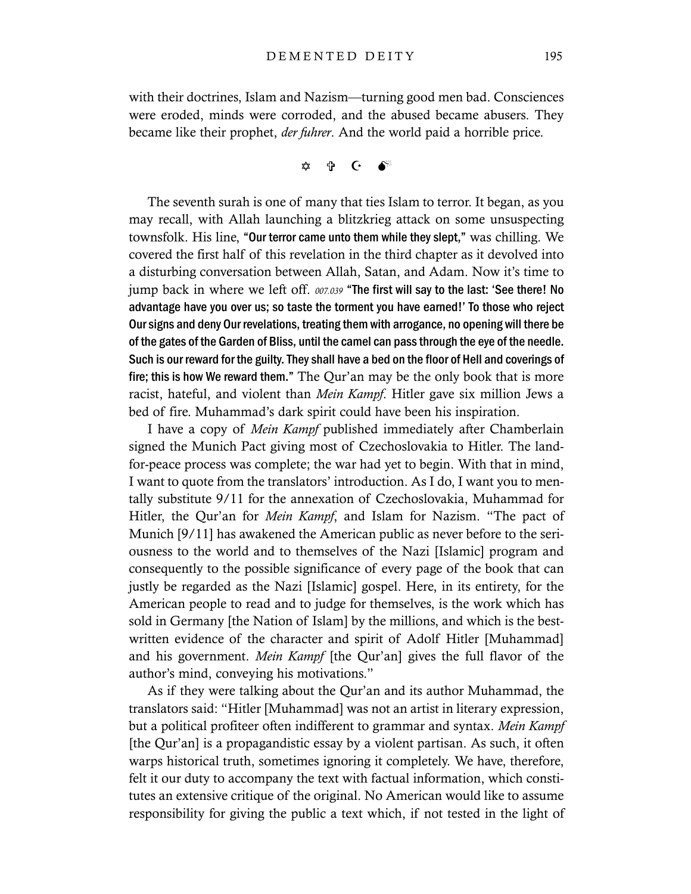with their doctrines, Islam and Nazism—turning good men bad. Consciences were eroded, minds were corroded, and the abused became abusers. They became like their prophet, *der fuhrer*. And the world paid a horrible price.

✡ ✞ ☪ 💣

The seventh surah is one of many that ties Islam to terror. It began, as you may recall, with Allah launching a blitzkrieg attack on some unsuspecting townsfolk. His line, **"Our terror came unto them while they slept,"** was chilling. We covered the first half of this revelation in the third chapter as it devolved into a disturbing conversation between Allah, Satan, and Adam. Now it's time to jump back in where we left off. *007.039* **"The first will say to the last: 'See there! No advantage have you over us; so taste the torment you have earned!' To those who reject Our signs and deny Our revelations, treating them with arrogance, no opening will there be of the gates of the Garden of Bliss, until the camel can pass through the eye of the needle. Such is our reward for the guilty. They shall have a bed on the floor of Hell and coverings of fire; this is how We reward them."** The Qur'an may be the only book that is more racist, hateful, and violent than *Mein Kampf.* Hitler gave six million Jews a bed of fire. Muhammad's dark spirit could have been his inspiration.

I have a copy of *Mein Kampf* published immediately after Chamberlain signed the Munich Pact giving most of Czechoslovakia to Hitler. The land-for-peace process was complete; the war had yet to begin. With that in mind, I want to quote from the translators' introduction. As I do, I want you to mentally substitute 9/11 for the annexation of Czechoslovakia, Muhammad for Hitler, the Qur'an for *Mein Kampf*, and Islam for Nazism. "The pact of Munich [9/11] has awakened the American public as never before to the seriousness to the world and to themselves of the Nazi [Islamic] program and consequently to the possible significance of every page of the book that can justly be regarded as the Nazi [Islamic] gospel. Here, in its entirety, for the American people to read and to judge for themselves, is the work which has sold in Germany [the Nation of Islam] by the millions, and which is the best-written evidence of the character and spirit of Adolf Hitler [Muhammad] and his government. *Mein Kampf* [the Qur'an] gives the full flavor of the author's mind, conveying his motivations."

As if they were talking about the Qur'an and its author Muhammad, the translators said: "Hitler [Muhammad] was not an artist in literary expression, but a political profiteer often indifferent to grammar and syntax. *Mein Kampf* [the Qur'an] is a propagandistic essay by a violent partisan. As such, it often warps historical truth, sometimes ignoring it completely. We have, therefore, felt it our duty to accompany the text with factual information, which constitutes an extensive critique of the original. No American would like to assume responsibility for giving the public a text which, if not tested in the light of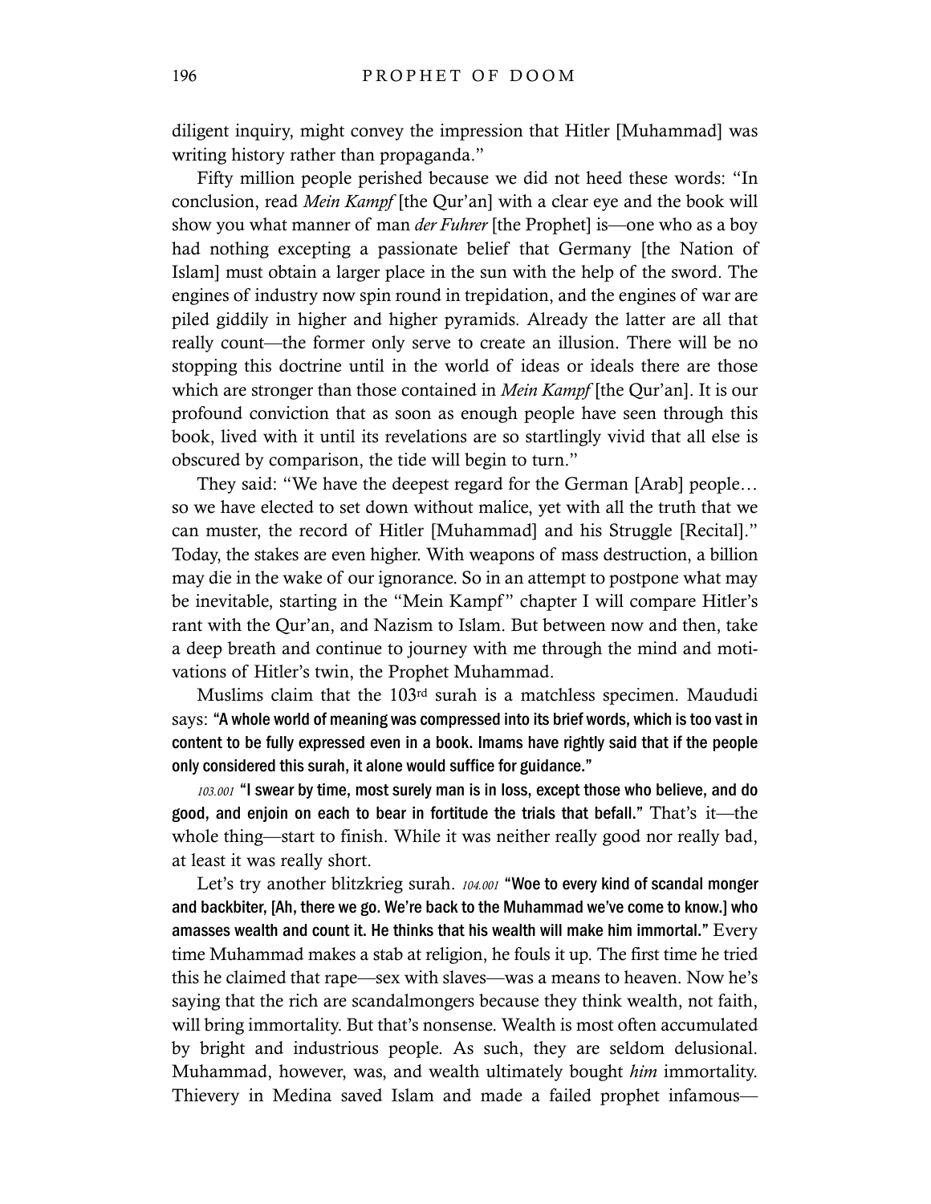diligent inquiry, might convey the impression that Hitler [Muhammad] was writing history rather than propaganda."

Fifty million people perished because we did not heed these words: "In conclusion, read *Mein Kampf* [the Qur'an] with a clear eye and the book will show you what manner of man *der Fuhrer* [the Prophet] is—one who as a boy had nothing excepting a passionate belief that Germany [the Nation of Islam] must obtain a larger place in the sun with the help of the sword. The engines of industry now spin round in trepidation, and the engines of war are piled giddily in higher and higher pyramids. Already the latter are all that really count—the former only serve to create an illusion. There will be no stopping this doctrine until in the world of ideas or ideals there are those which are stronger than those contained in *Mein Kampf* [the Qur'an]. It is our profound conviction that as soon as enough people have seen through this book, lived with it until its revelations are so startlingly vivid that all else is obscured by comparison, the tide will begin to turn."

They said: "We have the deepest regard for the German [Arab] people… so we have elected to set down without malice, yet with all the truth that we can muster, the record of Hitler [Muhammad] and his Struggle [Recital]." Today, the stakes are even higher. With weapons of mass destruction, a billion may die in the wake of our ignorance. So in an attempt to postpone what may be inevitable, starting in the "Mein Kampf" chapter I will compare Hitler's rant with the Qur'an, and Nazism to Islam. But between now and then, take a deep breath and continue to journey with me through the mind and motivations of Hitler's twin, the Prophet Muhammad.

Muslims claim that the 103rd surah is a matchless specimen. Maududi says: **"A whole world of meaning was compressed into its brief words, which is too vast in content to be fully expressed even in a book. Imams have rightly said that if the people only considered this surah, it alone would suffice for guidance."**

*103.001* **"I swear by time, most surely man is in loss, except those who believe, and do good, and enjoin on each to bear in fortitude the trials that befall."** That's it—the whole thing—start to finish. While it was neither really good nor really bad, at least it was really short.

Let's try another blitzkrieg surah. *104.001* **"Woe to every kind of scandal monger and backbiter, [Ah, there we go. We're back to the Muhammad we've come to know.] who amasses wealth and count it. He thinks that his wealth will make him immortal."** Every time Muhammad makes a stab at religion, he fouls it up. The first time he tried this he claimed that rape—sex with slaves—was a means to heaven. Now he's saying that the rich are scandalmongers because they think wealth, not faith, will bring immortality. But that's nonsense. Wealth is most often accumulated by bright and industrious people. As such, they are seldom delusional. Muhammad, however, was, and wealth ultimately bought *him* immortality. Thievery in Medina saved Islam and made a failed prophet infamous—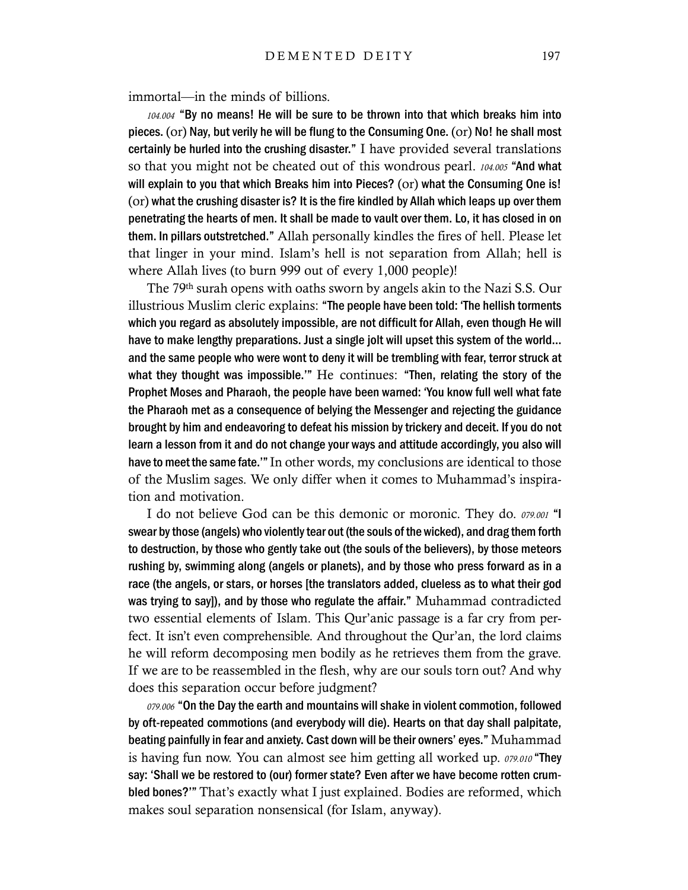immortal—in the minds of billions.

*104.004* **"By no means! He will be sure to be thrown into that which breaks him into pieces.** (or) **Nay, but verily he will be flung to the Consuming One.** (or) **No! he shall most certainly be hurled into the crushing disaster."** I have provided several translations so that you might not be cheated out of this wondrous pearl. *104.005* **"And what will explain to you that which Breaks him into Pieces?** (or) **what the Consuming One is!** (or) **what the crushing disaster is? It is the fire kindled by Allah which leaps up over them penetrating the hearts of men. It shall be made to vault over them. Lo, it has closed in on them. In pillars outstretched."** Allah personally kindles the fires of hell. Please let that linger in your mind. Islam's hell is not separation from Allah; hell is where Allah lives (to burn 999 out of every 1,000 people)!

The 79th surah opens with oaths sworn by angels akin to the Nazi S.S. Our illustrious Muslim cleric explains: **"The people have been told: 'The hellish torments which you regard as absolutely impossible, are not difficult for Allah, even though He will have to make lengthy preparations. Just a single jolt will upset this system of the world... and the same people who were wont to deny it will be trembling with fear, terror struck at what they thought was impossible.'"** He continues: **"Then, relating the story of the Prophet Moses and Pharaoh, the people have been warned: 'You know full well what fate the Pharaoh met as a consequence of belying the Messenger and rejecting the guidance brought by him and endeavoring to defeat his mission by trickery and deceit. If you do not learn a lesson from it and do not change your ways and attitude accordingly, you also will have to meet the same fate.'"** In other words, my conclusions are identical to those of the Muslim sages. We only differ when it comes to Muhammad's inspiration and motivation.

I do not believe God can be this demonic or moronic. They do. *079.001* **"I swear by those (angels) who violently tear out (the souls of the wicked), and drag them forth to destruction, by those who gently take out (the souls of the believers), by those meteors rushing by, swimming along (angels or planets), and by those who press forward as in a race (the angels, or stars, or horses [the translators added, clueless as to what their god was trying to say]), and by those who regulate the affair."** Muhammad contradicted two essential elements of Islam. This Qur'anic passage is a far cry from perfect. It isn't even comprehensible. And throughout the Qur'an, the lord claims he will reform decomposing men bodily as he retrieves them from the grave. If we are to be reassembled in the flesh, why are our souls torn out? And why does this separation occur before judgment?

*079.006* **"On the Day the earth and mountains will shake in violent commotion, followed by oft-repeated commotions (and everybody will die). Hearts on that day shall palpitate, beating painfully in fear and anxiety. Cast down will be their owners' eyes."** Muhammad is having fun now. You can almost see him getting all worked up. *079.010* **"They say: 'Shall we be restored to (our) former state? Even after we have become rotten crumbled bones?'"** That's exactly what I just explained. Bodies are reformed, which makes soul separation nonsensical (for Islam, anyway).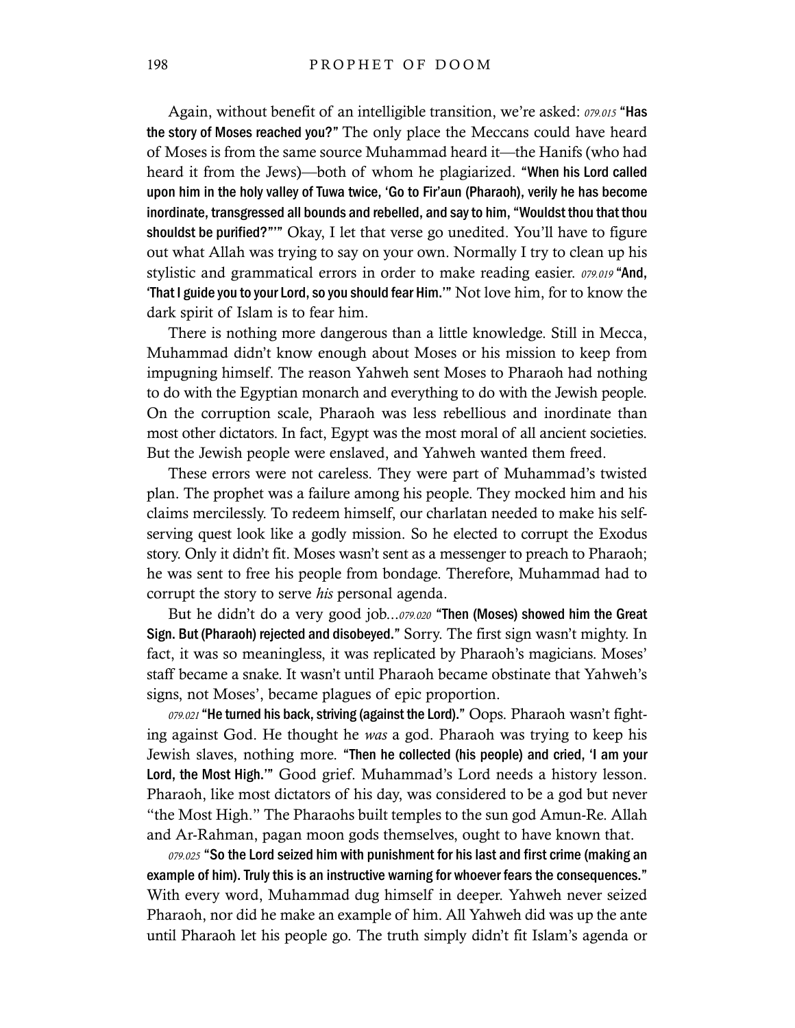Again, without benefit of an intelligible transition, we're asked: *079.015* **"Has the story of Moses reached you?"** The only place the Meccans could have heard of Moses is from the same source Muhammad heard it—the Hanifs (who had heard it from the Jews)—both of whom he plagiarized. **"When his Lord called upon him in the holy valley of Tuwa twice, 'Go to Fir'aun (Pharaoh), verily he has become inordinate, transgressed all bounds and rebelled, and say to him, "Wouldst thou that thou shouldst be purified?"'"** Okay, I let that verse go unedited. You'll have to figure out what Allah was trying to say on your own. Normally I try to clean up his stylistic and grammatical errors in order to make reading easier. *079.019* **"And, 'That I guide you to your Lord, so you should fear Him.'"** Not love him, for to know the dark spirit of Islam is to fear him.

There is nothing more dangerous than a little knowledge. Still in Mecca, Muhammad didn't know enough about Moses or his mission to keep from impugning himself. The reason Yahweh sent Moses to Pharaoh had nothing to do with the Egyptian monarch and everything to do with the Jewish people. On the corruption scale, Pharaoh was less rebellious and inordinate than most other dictators. In fact, Egypt was the most moral of all ancient societies. But the Jewish people were enslaved, and Yahweh wanted them freed.

These errors were not careless. They were part of Muhammad's twisted plan. The prophet was a failure among his people. They mocked him and his claims mercilessly. To redeem himself, our charlatan needed to make his self-serving quest look like a godly mission. So he elected to corrupt the Exodus story. Only it didn't fit. Moses wasn't sent as a messenger to preach to Pharaoh; he was sent to free his people from bondage. Therefore, Muhammad had to corrupt the story to serve *his* personal agenda.

But he didn't do a very good job…*079.020* **"Then (Moses) showed him the Great Sign. But (Pharaoh) rejected and disobeyed."** Sorry. The first sign wasn't mighty. In fact, it was so meaningless, it was replicated by Pharaoh's magicians. Moses' staff became a snake. It wasn't until Pharaoh became obstinate that Yahweh's signs, not Moses', became plagues of epic proportion.

*079.021* **"He turned his back, striving (against the Lord)."** Oops. Pharaoh wasn't fighting against God. He thought he *was* a god. Pharaoh was trying to keep his Jewish slaves, nothing more. **"Then he collected (his people) and cried, 'I am your Lord, the Most High.'"** Good grief. Muhammad's Lord needs a history lesson. Pharaoh, like most dictators of his day, was considered to be a god but never "the Most High." The Pharaohs built temples to the sun god Amun-Re. Allah and Ar-Rahman, pagan moon gods themselves, ought to have known that.

*079.025* **"So the Lord seized him with punishment for his last and first crime (making an example of him). Truly this is an instructive warning for whoever fears the consequences."** With every word, Muhammad dug himself in deeper. Yahweh never seized Pharaoh, nor did he make an example of him. All Yahweh did was up the ante until Pharaoh let his people go. The truth simply didn't fit Islam's agenda or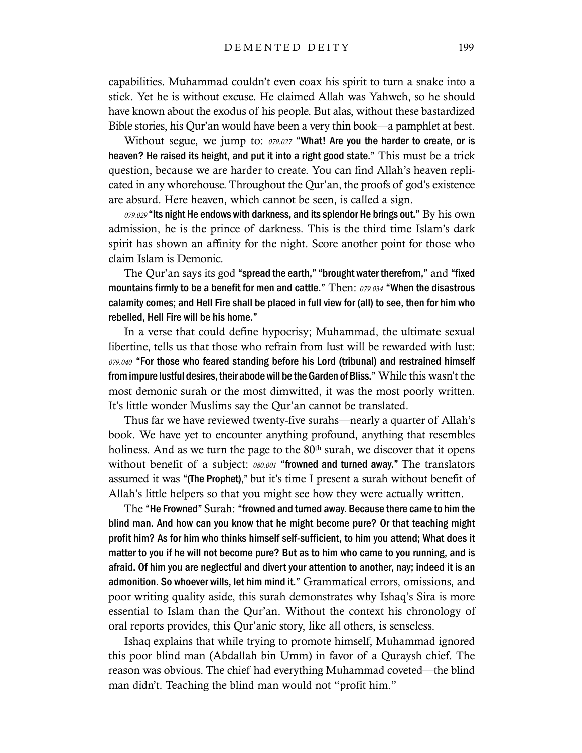capabilities. Muhammad couldn't even coax his spirit to turn a snake into a stick. Yet he is without excuse. He claimed Allah was Yahweh, so he should have known about the exodus of his people. But alas, without these bastardized Bible stories, his Qur'an would have been a very thin book—a pamphlet at best.

Without segue, we jump to: *079.027* **"What! Are you the harder to create, or is heaven? He raised its height, and put it into a right good state."** This must be a trick question, because we are harder to create. You can find Allah's heaven replicated in any whorehouse. Throughout the Qur'an, the proofs of god's existence are absurd. Here heaven, which cannot be seen, is called a sign.

*079.029* **"Its night He endows with darkness, and its splendor He brings out."** By his own admission, he is the prince of darkness. This is the third time Islam's dark spirit has shown an affinity for the night. Score another point for those who claim Islam is Demonic.

The Qur'an says its god **"spread the earth," "brought water therefrom,"** and **"fixed mountains firmly to be a benefit for men and cattle."** Then: *079.034* **"When the disastrous calamity comes; and Hell Fire shall be placed in full view for (all) to see, then for him who rebelled, Hell Fire will be his home."**

In a verse that could define hypocrisy; Muhammad, the ultimate sexual libertine, tells us that those who refrain from lust will be rewarded with lust: *079.040* **"For those who feared standing before his Lord (tribunal) and restrained himself from impure lustful desires, their abode will be the Garden of Bliss."** While this wasn't the most demonic surah or the most dimwitted, it was the most poorly written. It's little wonder Muslims say the Qur'an cannot be translated.

Thus far we have reviewed twenty-five surahs—nearly a quarter of Allah's book. We have yet to encounter anything profound, anything that resembles holiness. And as we turn the page to the 80th surah, we discover that it opens without benefit of a subject: *080.001* **"frowned and turned away."** The translators assumed it was **"(The Prophet),"** but it's time I present a surah without benefit of Allah's little helpers so that you might see how they were actually written.

The **"He Frowned"** Surah: **"frowned and turned away. Because there came to him the blind man. And how can you know that he might become pure? Or that teaching might profit him? As for him who thinks himself self-sufficient, to him you attend; What does it matter to you if he will not become pure? But as to him who came to you running, and is afraid. Of him you are neglectful and divert your attention to another, nay; indeed it is an admonition. So whoever wills, let him mind it."** Grammatical errors, omissions, and poor writing quality aside, this surah demonstrates why Ishaq's Sira is more essential to Islam than the Qur'an. Without the context his chronology of oral reports provides, this Qur'anic story, like all others, is senseless.

Ishaq explains that while trying to promote himself, Muhammad ignored this poor blind man (Abdallah bin Umm) in favor of a Quraysh chief. The reason was obvious. The chief had everything Muhammad coveted—the blind man didn't. Teaching the blind man would not "profit him."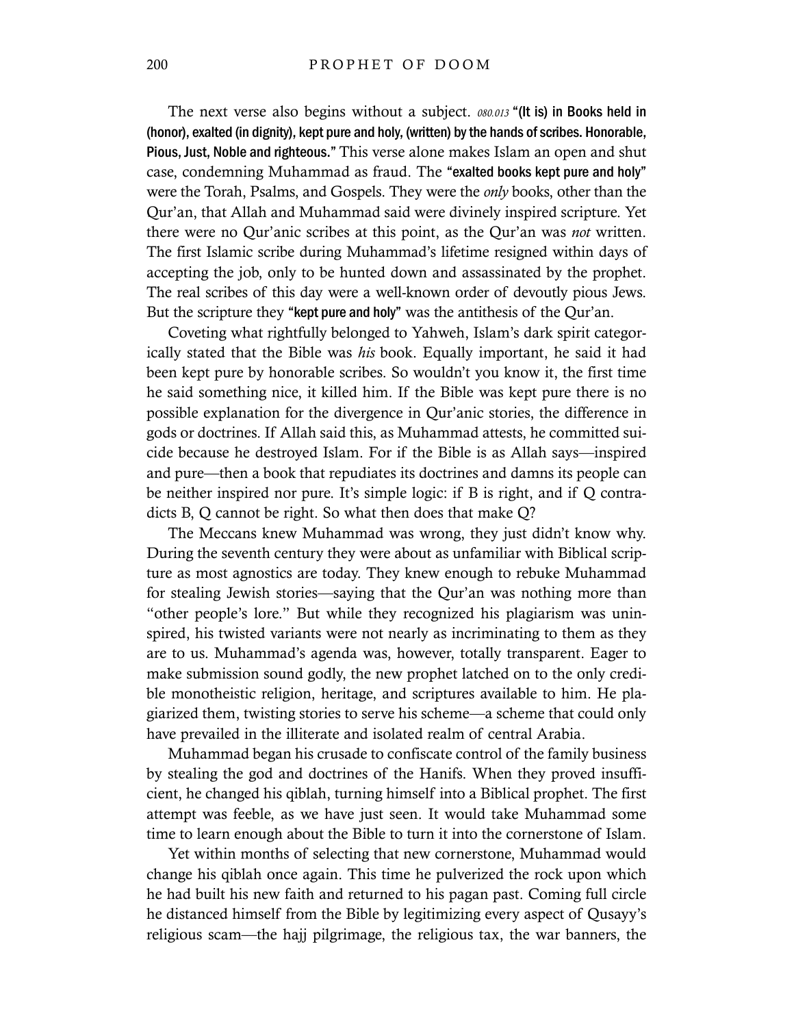The next verse also begins without a subject. *080.013* **"(It is) in Books held in (honor), exalted (in dignity), kept pure and holy, (written) by the hands of scribes. Honorable, Pious, Just, Noble and righteous."** This verse alone makes Islam an open and shut case, condemning Muhammad as fraud. The **"exalted books kept pure and holy"** were the Torah, Psalms, and Gospels. They were the *only* books, other than the Qur'an, that Allah and Muhammad said were divinely inspired scripture. Yet there were no Qur'anic scribes at this point, as the Qur'an was *not* written. The first Islamic scribe during Muhammad's lifetime resigned within days of accepting the job, only to be hunted down and assassinated by the prophet. The real scribes of this day were a well-known order of devoutly pious Jews. But the scripture they **"kept pure and holy"** was the antithesis of the Qur'an.

Coveting what rightfully belonged to Yahweh, Islam's dark spirit categorically stated that the Bible was *his* book. Equally important, he said it had been kept pure by honorable scribes. So wouldn't you know it, the first time he said something nice, it killed him. If the Bible was kept pure there is no possible explanation for the divergence in Qur'anic stories, the difference in gods or doctrines. If Allah said this, as Muhammad attests, he committed suicide because he destroyed Islam. For if the Bible is as Allah says—inspired and pure—then a book that repudiates its doctrines and damns its people can be neither inspired nor pure. It's simple logic: if B is right, and if Q contradicts B, Q cannot be right. So what then does that make Q?

The Meccans knew Muhammad was wrong, they just didn't know why. During the seventh century they were about as unfamiliar with Biblical scripture as most agnostics are today. They knew enough to rebuke Muhammad for stealing Jewish stories—saying that the Qur'an was nothing more than "other people's lore." But while they recognized his plagiarism was uninspired, his twisted variants were not nearly as incriminating to them as they are to us. Muhammad's agenda was, however, totally transparent. Eager to make submission sound godly, the new prophet latched on to the only credible monotheistic religion, heritage, and scriptures available to him. He plagiarized them, twisting stories to serve his scheme—a scheme that could only have prevailed in the illiterate and isolated realm of central Arabia.

Muhammad began his crusade to confiscate control of the family business by stealing the god and doctrines of the Hanifs. When they proved insufficient, he changed his qiblah, turning himself into a Biblical prophet. The first attempt was feeble, as we have just seen. It would take Muhammad some time to learn enough about the Bible to turn it into the cornerstone of Islam.

Yet within months of selecting that new cornerstone, Muhammad would change his qiblah once again. This time he pulverized the rock upon which he had built his new faith and returned to his pagan past. Coming full circle he distanced himself from the Bible by legitimizing every aspect of Qusayy's religious scam—the hajj pilgrimage, the religious tax, the war banners, the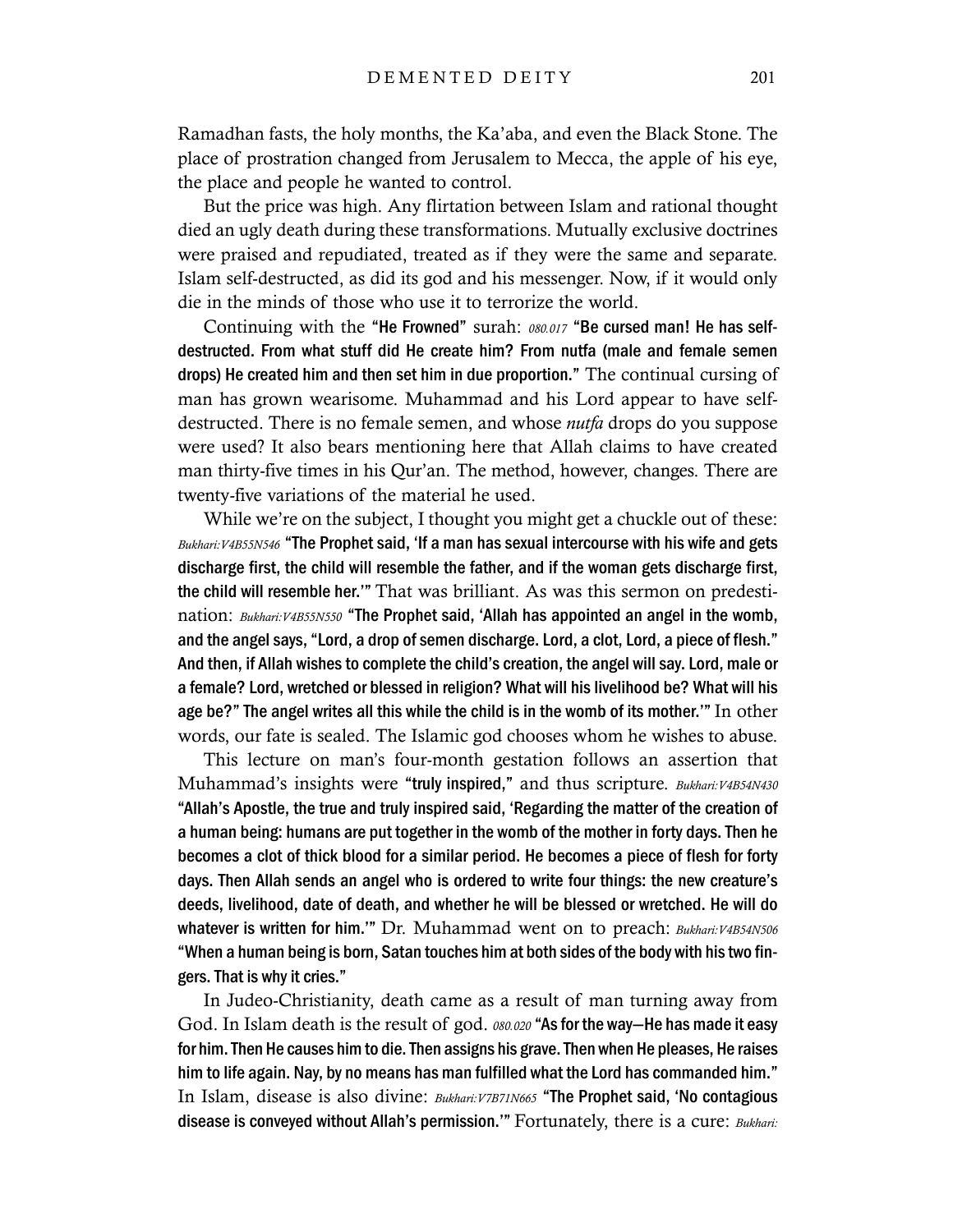Ramadhan fasts, the holy months, the Ka'aba, and even the Black Stone. The place of prostration changed from Jerusalem to Mecca, the apple of his eye, the place and people he wanted to control.

But the price was high. Any flirtation between Islam and rational thought died an ugly death during these transformations. Mutually exclusive doctrines were praised and repudiated, treated as if they were the same and separate. Islam self-destructed, as did its god and his messenger. Now, if it would only die in the minds of those who use it to terrorize the world.

Continuing with the **"He Frowned"** surah: *080.017* **"Be cursed man! He has self-destructed. From what stuff did He create him? From nutfa (male and female semen drops) He created him and then set him in due proportion."** The continual cursing of man has grown wearisome. Muhammad and his Lord appear to have self-destructed. There is no female semen, and whose *nutfa* drops do you suppose were used? It also bears mentioning here that Allah claims to have created man thirty-five times in his Qur'an. The method, however, changes. There are twenty-five variations of the material he used.

While we're on the subject, I thought you might get a chuckle out of these: *Bukhari:V4B55N546* **"The Prophet said, 'If a man has sexual intercourse with his wife and gets discharge first, the child will resemble the father, and if the woman gets discharge first, the child will resemble her.'"** That was brilliant. As was this sermon on predestination: *Bukhari:V4B55N550* **"The Prophet said, 'Allah has appointed an angel in the womb, and the angel says, "Lord, a drop of semen discharge. Lord, a clot, Lord, a piece of flesh." And then, if Allah wishes to complete the child's creation, the angel will say. Lord, male or a female? Lord, wretched or blessed in religion? What will his livelihood be? What will his age be?" The angel writes all this while the child is in the womb of its mother.'"** In other words, our fate is sealed. The Islamic god chooses whom he wishes to abuse.

This lecture on man's four-month gestation follows an assertion that Muhammad's insights were **"truly inspired,"** and thus scripture. *Bukhari:V4B54N430* **"Allah's Apostle, the true and truly inspired said, 'Regarding the matter of the creation of a human being: humans are put together in the womb of the mother in forty days. Then he becomes a clot of thick blood for a similar period. He becomes a piece of flesh for forty days. Then Allah sends an angel who is ordered to write four things: the new creature's deeds, livelihood, date of death, and whether he will be blessed or wretched. He will do whatever is written for him.'"** Dr. Muhammad went on to preach: *Bukhari:V4B54N506* **"When a human being is born, Satan touches him at both sides of the body with his two fingers. That is why it cries."**

In Judeo-Christianity, death came as a result of man turning away from God. In Islam death is the result of god. *080.020* **"As for the way—He has made it easy for him. Then He causes him to die. Then assigns his grave. Then when He pleases, He raises him to life again. Nay, by no means has man fulfilled what the Lord has commanded him."** In Islam, disease is also divine: *Bukhari:V7B71N665* **"The Prophet said, 'No contagious disease is conveyed without Allah's permission.'"** Fortunately, there is a cure: *Bukhari:*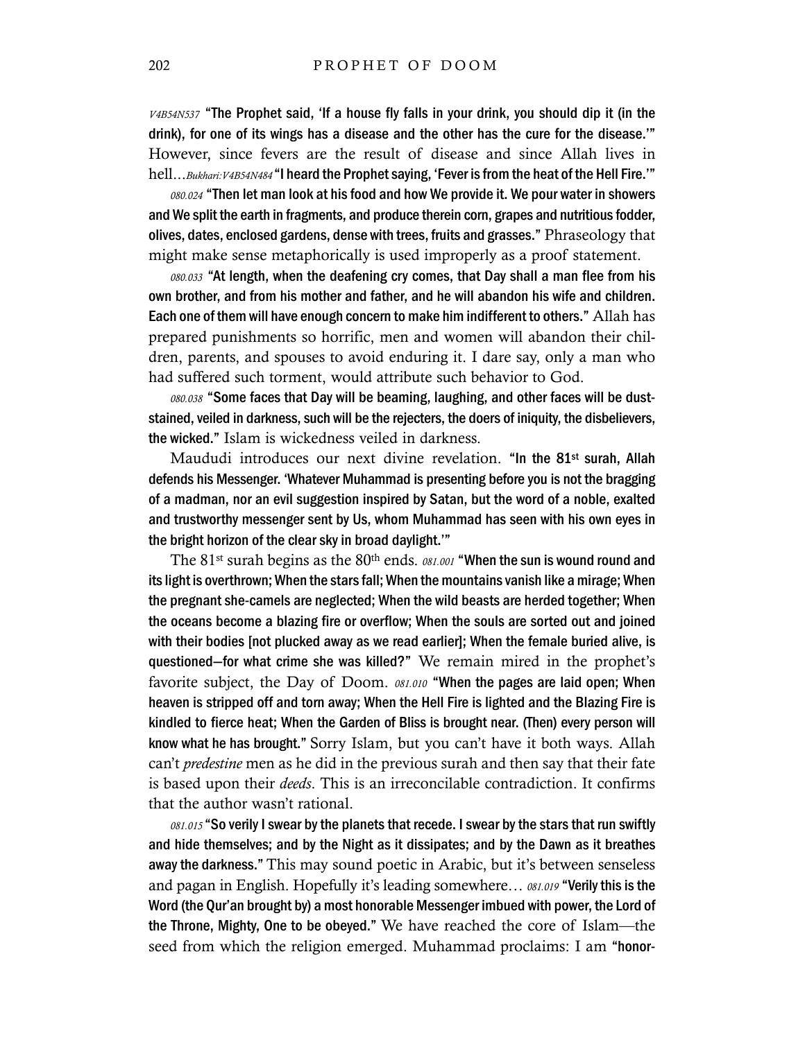*V4B54N537* **"The Prophet said, 'If a house fly falls in your drink, you should dip it (in the drink), for one of its wings has a disease and the other has the cure for the disease.'"** However, since fevers are the result of disease and since Allah lives in hell…*Bukhari:V4B54N484* **"I heard the Prophet saying, 'Fever is from the heat of the Hell Fire.'"**

*080.024* **"Then let man look at his food and how We provide it. We pour water in showers and We split the earth in fragments, and produce therein corn, grapes and nutritious fodder, olives, dates, enclosed gardens, dense with trees, fruits and grasses."** Phraseology that might make sense metaphorically is used improperly as a proof statement.

*080.033* **"At length, when the deafening cry comes, that Day shall a man flee from his own brother, and from his mother and father, and he will abandon his wife and children. Each one of them will have enough concern to make him indifferent to others."** Allah has prepared punishments so horrific, men and women will abandon their children, parents, and spouses to avoid enduring it. I dare say, only a man who had suffered such torment, would attribute such behavior to God.

*080.038* **"Some faces that Day will be beaming, laughing, and other faces will be dust-stained, veiled in darkness, such will be the rejecters, the doers of iniquity, the disbelievers, the wicked."** Islam is wickedness veiled in darkness.

Maududi introduces our next divine revelation. **"In the 81st surah, Allah defends his Messenger. 'Whatever Muhammad is presenting before you is not the bragging of a madman, nor an evil suggestion inspired by Satan, but the word of a noble, exalted and trustworthy messenger sent by Us, whom Muhammad has seen with his own eyes in the bright horizon of the clear sky in broad daylight.'"**

The 81st surah begins as the 80th ends. *081.001* **"When the sun is wound round and its light is overthrown; When the stars fall; When the mountains vanish like a mirage; When the pregnant she-camels are neglected; When the wild beasts are herded together; When the oceans become a blazing fire or overflow; When the souls are sorted out and joined with their bodies [not plucked away as we read earlier]; When the female buried alive, is questioned—for what crime she was killed?"** We remain mired in the prophet's favorite subject, the Day of Doom. *081.010* **"When the pages are laid open; When heaven is stripped off and torn away; When the Hell Fire is lighted and the Blazing Fire is kindled to fierce heat; When the Garden of Bliss is brought near. (Then) every person will know what he has brought."** Sorry Islam, but you can't have it both ways. Allah can't *predestine* men as he did in the previous surah and then say that their fate is based upon their *deeds*. This is an irreconcilable contradiction. It confirms that the author wasn't rational.

*081.015* **"So verily I swear by the planets that recede. I swear by the stars that run swiftly and hide themselves; and by the Night as it dissipates; and by the Dawn as it breathes away the darkness."** This may sound poetic in Arabic, but it's between senseless and pagan in English. Hopefully it's leading somewhere… *081.019* **"Verily this is the Word (the Qur'an brought by) a most honorable Messenger imbued with power, the Lord of the Throne, Mighty, One to be obeyed."** We have reached the core of Islam—the seed from which the religion emerged. Muhammad proclaims: I am **"honor-**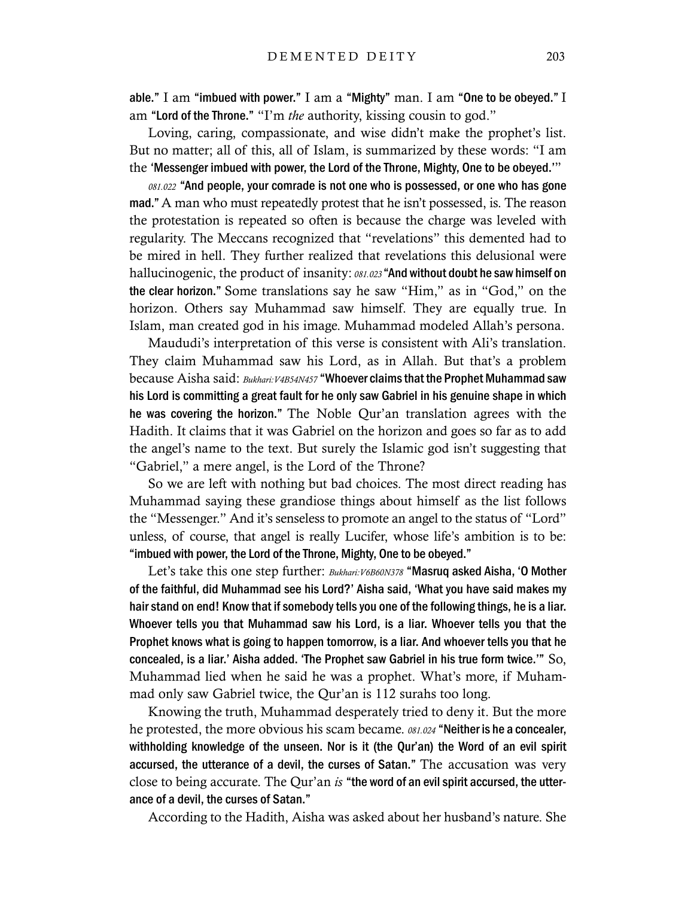able." I am "imbued with power." I am a "Mighty" man. I am "One to be obeyed." I am "Lord of the Throne." "I'm *the* authority, kissing cousin to god."

Loving, caring, compassionate, and wise didn't make the prophet's list. But no matter; all of this, all of Islam, is summarized by these words: "I am the 'Messenger imbued with power, the Lord of the Throne, Mighty, One to be obeyed.'"

*081.022* "And people, your comrade is not one who is possessed, or one who has gone mad." A man who must repeatedly protest that he isn't possessed, is. The reason the protestation is repeated so often is because the charge was leveled with regularity. The Meccans recognized that "revelations" this demented had to be mired in hell. They further realized that revelations this delusional were hallucinogenic, the product of insanity: *081.023* "And without doubt he saw himself on the clear horizon." Some translations say he saw "Him," as in "God," on the horizon. Others say Muhammad saw himself. They are equally true. In Islam, man created god in his image. Muhammad modeled Allah's persona.

Maududi's interpretation of this verse is consistent with Ali's translation. They claim Muhammad saw his Lord, as in Allah. But that's a problem because Aisha said: *Bukhari:V4B54N457* "Whoever claims that the Prophet Muhammad saw his Lord is committing a great fault for he only saw Gabriel in his genuine shape in which he was covering the horizon." The Noble Qur'an translation agrees with the Hadith. It claims that it was Gabriel on the horizon and goes so far as to add the angel's name to the text. But surely the Islamic god isn't suggesting that "Gabriel," a mere angel, is the Lord of the Throne?

So we are left with nothing but bad choices. The most direct reading has Muhammad saying these grandiose things about himself as the list follows the "Messenger." And it's senseless to promote an angel to the status of "Lord" unless, of course, that angel is really Lucifer, whose life's ambition is to be: "imbued with power, the Lord of the Throne, Mighty, One to be obeyed."

Let's take this one step further: *Bukhari:V6B60N378* "Masruq asked Aisha, 'O Mother of the faithful, did Muhammad see his Lord?' Aisha said, 'What you have said makes my hair stand on end! Know that if somebody tells you one of the following things, he is a liar. Whoever tells you that Muhammad saw his Lord, is a liar. Whoever tells you that the Prophet knows what is going to happen tomorrow, is a liar. And whoever tells you that he concealed, is a liar.' Aisha added. 'The Prophet saw Gabriel in his true form twice.'" So, Muhammad lied when he said he was a prophet. What's more, if Muhammad only saw Gabriel twice, the Qur'an is 112 surahs too long.

Knowing the truth, Muhammad desperately tried to deny it. But the more he protested, the more obvious his scam became. *081.024* "Neither is he a concealer, withholding knowledge of the unseen. Nor is it (the Qur'an) the Word of an evil spirit accursed, the utterance of a devil, the curses of Satan." The accusation was very close to being accurate. The Qur'an *is* "the word of an evil spirit accursed, the utterance of a devil, the curses of Satan."

According to the Hadith, Aisha was asked about her husband's nature. She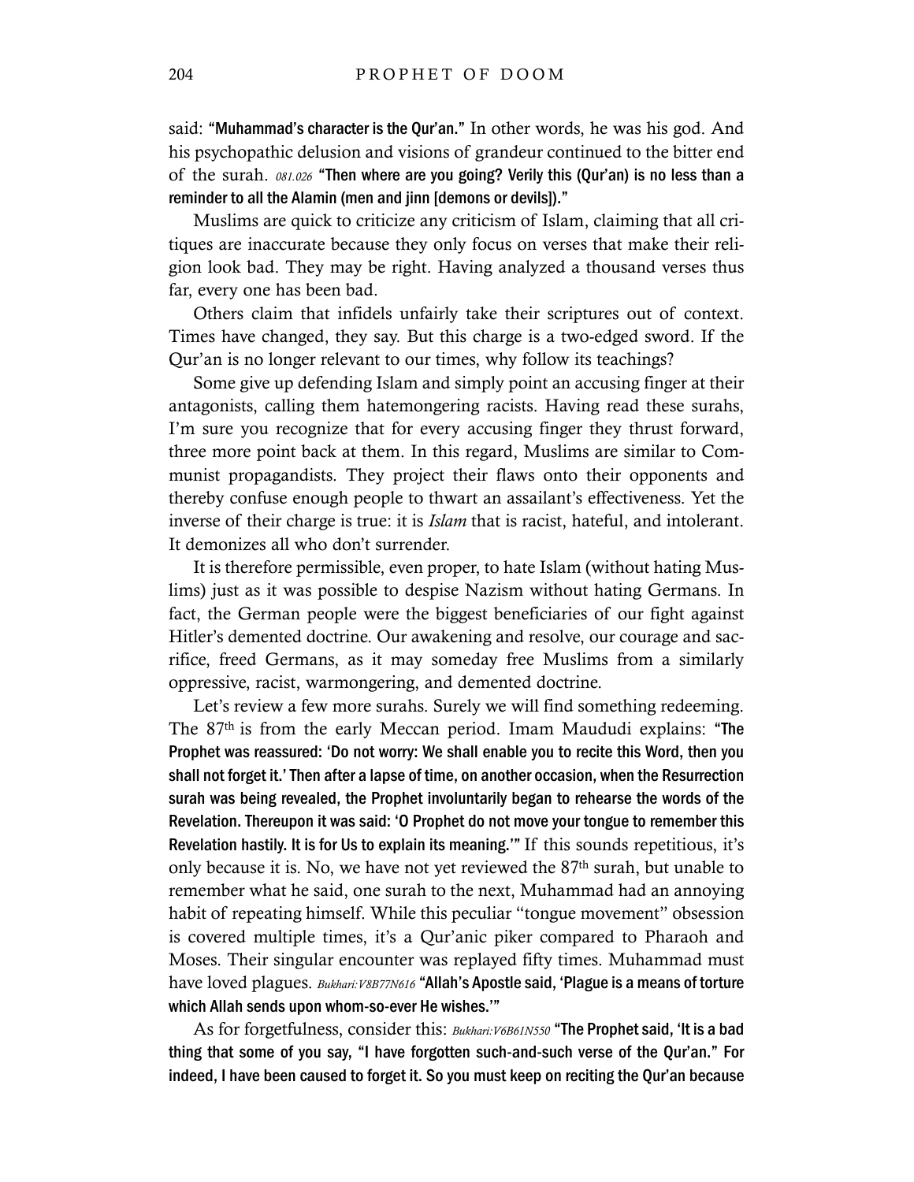said: **"Muhammad's character is the Qur'an."** In other words, he was his god. And his psychopathic delusion and visions of grandeur continued to the bitter end of the surah. *081.026* **"Then where are you going? Verily this (Qur'an) is no less than a reminder to all the Alamin (men and jinn [demons or devils])."**

Muslims are quick to criticize any criticism of Islam, claiming that all critiques are inaccurate because they only focus on verses that make their religion look bad. They may be right. Having analyzed a thousand verses thus far, every one has been bad.

Others claim that infidels unfairly take their scriptures out of context. Times have changed, they say. But this charge is a two-edged sword. If the Qur'an is no longer relevant to our times, why follow its teachings?

Some give up defending Islam and simply point an accusing finger at their antagonists, calling them hatemongering racists. Having read these surahs, I'm sure you recognize that for every accusing finger they thrust forward, three more point back at them. In this regard, Muslims are similar to Communist propagandists. They project their flaws onto their opponents and thereby confuse enough people to thwart an assailant's effectiveness. Yet the inverse of their charge is true: it is *Islam* that is racist, hateful, and intolerant. It demonizes all who don't surrender.

It is therefore permissible, even proper, to hate Islam (without hating Muslims) just as it was possible to despise Nazism without hating Germans. In fact, the German people were the biggest beneficiaries of our fight against Hitler's demented doctrine. Our awakening and resolve, our courage and sacrifice, freed Germans, as it may someday free Muslims from a similarly oppressive, racist, warmongering, and demented doctrine.

Let's review a few more surahs. Surely we will find something redeeming. The 87th is from the early Meccan period. Imam Maududi explains: **"The Prophet was reassured: 'Do not worry: We shall enable you to recite this Word, then you shall not forget it.' Then after a lapse of time, on another occasion, when the Resurrection surah was being revealed, the Prophet involuntarily began to rehearse the words of the Revelation. Thereupon it was said: 'O Prophet do not move your tongue to remember this Revelation hastily. It is for Us to explain its meaning.'"** If this sounds repetitious, it's only because it is. No, we have not yet reviewed the 87th surah, but unable to remember what he said, one surah to the next, Muhammad had an annoying habit of repeating himself. While this peculiar "tongue movement" obsession is covered multiple times, it's a Qur'anic piker compared to Pharaoh and Moses. Their singular encounter was replayed fifty times. Muhammad must have loved plagues. *Bukhari:V8B77N616* **"Allah's Apostle said, 'Plague is a means of torture which Allah sends upon whom-so-ever He wishes.'"**

As for forgetfulness, consider this: *Bukhari:V6B61N550* **"The Prophet said, 'It is a bad thing that some of you say, "I have forgotten such-and-such verse of the Qur'an." For indeed, I have been caused to forget it. So you must keep on reciting the Qur'an because**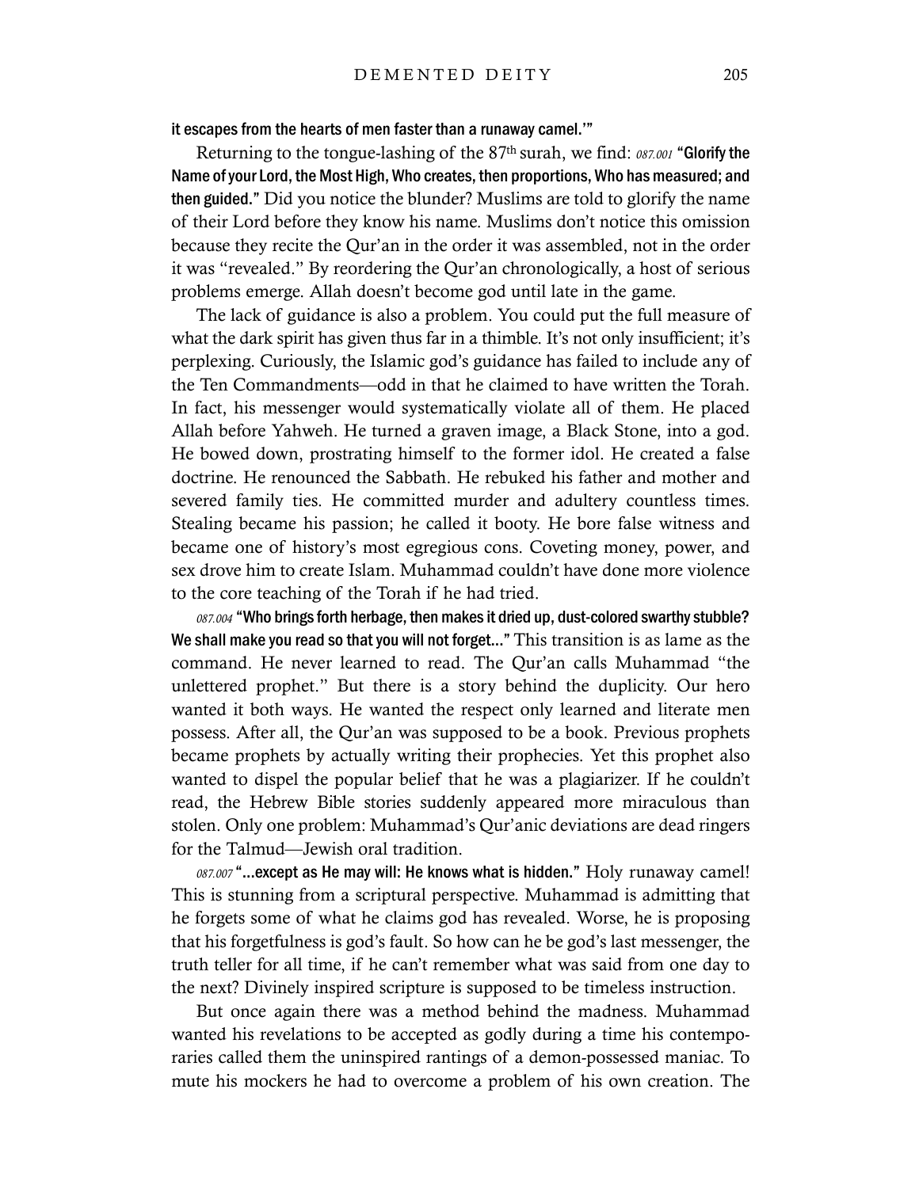**it escapes from the hearts of men faster than a runaway camel.'"**

Returning to the tongue-lashing of the 87th surah, we find: *087.001* **"Glorify the Name of your Lord, the Most High, Who creates, then proportions, Who has measured; and then guided."** Did you notice the blunder? Muslims are told to glorify the name of their Lord before they know his name. Muslims don't notice this omission because they recite the Qur'an in the order it was assembled, not in the order it was "revealed." By reordering the Qur'an chronologically, a host of serious problems emerge. Allah doesn't become god until late in the game.

The lack of guidance is also a problem. You could put the full measure of what the dark spirit has given thus far in a thimble. It's not only insufficient; it's perplexing. Curiously, the Islamic god's guidance has failed to include any of the Ten Commandments—odd in that he claimed to have written the Torah. In fact, his messenger would systematically violate all of them. He placed Allah before Yahweh. He turned a graven image, a Black Stone, into a god. He bowed down, prostrating himself to the former idol. He created a false doctrine. He renounced the Sabbath. He rebuked his father and mother and severed family ties. He committed murder and adultery countless times. Stealing became his passion; he called it booty. He bore false witness and became one of history's most egregious cons. Coveting money, power, and sex drove him to create Islam. Muhammad couldn't have done more violence to the core teaching of the Torah if he had tried.

*087.004* **"Who brings forth herbage, then makes it dried up, dust-colored swarthy stubble? We shall make you read so that you will not forget..."** This transition is as lame as the command. He never learned to read. The Qur'an calls Muhammad "the unlettered prophet." But there is a story behind the duplicity. Our hero wanted it both ways. He wanted the respect only learned and literate men possess. After all, the Qur'an was supposed to be a book. Previous prophets became prophets by actually writing their prophecies. Yet this prophet also wanted to dispel the popular belief that he was a plagiarizer. If he couldn't read, the Hebrew Bible stories suddenly appeared more miraculous than stolen. Only one problem: Muhammad's Qur'anic deviations are dead ringers for the Talmud—Jewish oral tradition.

*087.007* **"...except as He may will: He knows what is hidden."** Holy runaway camel! This is stunning from a scriptural perspective. Muhammad is admitting that he forgets some of what he claims god has revealed. Worse, he is proposing that his forgetfulness is god's fault. So how can he be god's last messenger, the truth teller for all time, if he can't remember what was said from one day to the next? Divinely inspired scripture is supposed to be timeless instruction.

But once again there was a method behind the madness. Muhammad wanted his revelations to be accepted as godly during a time his contemporaries called them the uninspired rantings of a demon-possessed maniac. To mute his mockers he had to overcome a problem of his own creation. The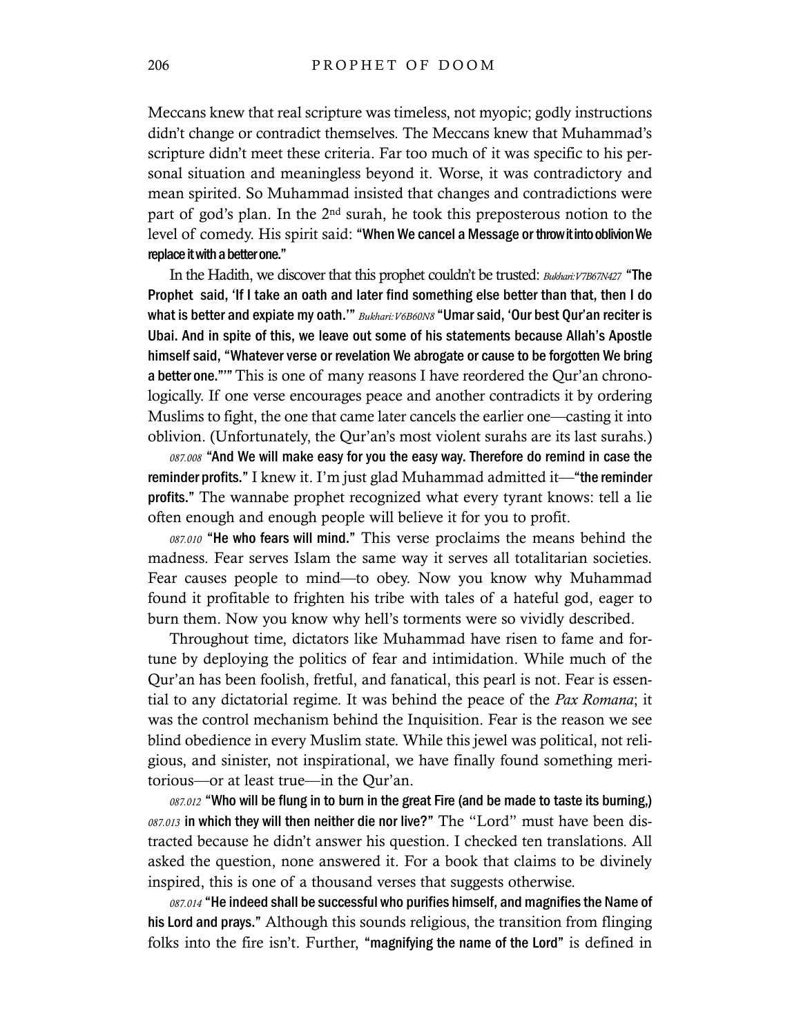Meccans knew that real scripture was timeless, not myopic; godly instructions didn't change or contradict themselves. The Meccans knew that Muhammad's scripture didn't meet these criteria. Far too much of it was specific to his personal situation and meaningless beyond it. Worse, it was contradictory and mean spirited. So Muhammad insisted that changes and contradictions were part of god's plan. In the 2nd surah, he took this preposterous notion to the level of comedy. His spirit said: **"When We cancel a Message or throw it into oblivion We replace it with a better one."**

In the Hadith, we discover that this prophet couldn't be trusted: *Bukhari:V7B67N427* **"The Prophet said, 'If I take an oath and later find something else better than that, then I do what is better and expiate my oath.'"** *Bukhari:V6B60N8* **"Umar said, 'Our best Qur'an reciter is Ubai. And in spite of this, we leave out some of his statements because Allah's Apostle himself said, "Whatever verse or revelation We abrogate or cause to be forgotten We bring a better one."'"** This is one of many reasons I have reordered the Qur'an chronologically. If one verse encourages peace and another contradicts it by ordering Muslims to fight, the one that came later cancels the earlier one—casting it into oblivion. (Unfortunately, the Qur'an's most violent surahs are its last surahs.)

*087.008* **"And We will make easy for you the easy way. Therefore do remind in case the reminder profits."** I knew it. I'm just glad Muhammad admitted it—**"the reminder profits."** The wannabe prophet recognized what every tyrant knows: tell a lie often enough and enough people will believe it for you to profit.

*087.010* **"He who fears will mind."** This verse proclaims the means behind the madness. Fear serves Islam the same way it serves all totalitarian societies. Fear causes people to mind—to obey. Now you know why Muhammad found it profitable to frighten his tribe with tales of a hateful god, eager to burn them. Now you know why hell's torments were so vividly described.

Throughout time, dictators like Muhammad have risen to fame and fortune by deploying the politics of fear and intimidation. While much of the Qur'an has been foolish, fretful, and fanatical, this pearl is not. Fear is essential to any dictatorial regime. It was behind the peace of the *Pax Romana*; it was the control mechanism behind the Inquisition. Fear is the reason we see blind obedience in every Muslim state. While this jewel was political, not religious, and sinister, not inspirational, we have finally found something meritorious—or at least true—in the Qur'an.

*087.012* **"Who will be flung in to burn in the great Fire (and be made to taste its burning,)** *087.013* **in which they will then neither die nor live?"** The "Lord" must have been distracted because he didn't answer his question. I checked ten translations. All asked the question, none answered it. For a book that claims to be divinely inspired, this is one of a thousand verses that suggests otherwise.

*087.014* **"He indeed shall be successful who purifies himself, and magnifies the Name of his Lord and prays."** Although this sounds religious, the transition from flinging folks into the fire isn't. Further, **"magnifying the name of the Lord"** is defined in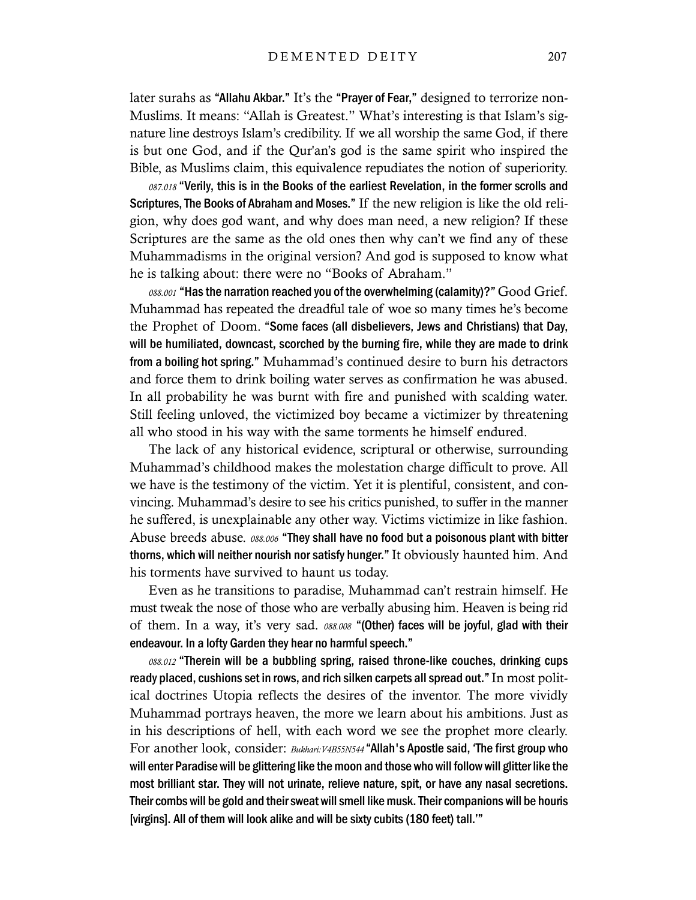later surahs as **"Allahu Akbar."** It's the **"Prayer of Fear,"** designed to terrorize non-Muslims. It means: "Allah is Greatest." What's interesting is that Islam's signature line destroys Islam's credibility. If we all worship the same God, if there is but one God, and if the Qur'an's god is the same spirit who inspired the Bible, as Muslims claim, this equivalence repudiates the notion of superiority.

*087.018* **"Verily, this is in the Books of the earliest Revelation, in the former scrolls and Scriptures, The Books of Abraham and Moses."** If the new religion is like the old religion, why does god want, and why does man need, a new religion? If these Scriptures are the same as the old ones then why can't we find any of these Muhammadisms in the original version? And god is supposed to know what he is talking about: there were no "Books of Abraham."

*088.001* **"Has the narration reached you of the overwhelming (calamity)?"** Good Grief. Muhammad has repeated the dreadful tale of woe so many times he's become the Prophet of Doom. **"Some faces (all disbelievers, Jews and Christians) that Day, will be humiliated, downcast, scorched by the burning fire, while they are made to drink from a boiling hot spring."** Muhammad's continued desire to burn his detractors and force them to drink boiling water serves as confirmation he was abused. In all probability he was burnt with fire and punished with scalding water. Still feeling unloved, the victimized boy became a victimizer by threatening all who stood in his way with the same torments he himself endured.

The lack of any historical evidence, scriptural or otherwise, surrounding Muhammad's childhood makes the molestation charge difficult to prove. All we have is the testimony of the victim. Yet it is plentiful, consistent, and convincing. Muhammad's desire to see his critics punished, to suffer in the manner he suffered, is unexplainable any other way. Victims victimize in like fashion. Abuse breeds abuse. *088.006* **"They shall have no food but a poisonous plant with bitter thorns, which will neither nourish nor satisfy hunger."** It obviously haunted him. And his torments have survived to haunt us today.

Even as he transitions to paradise, Muhammad can't restrain himself. He must tweak the nose of those who are verbally abusing him. Heaven is being rid of them. In a way, it's very sad. *088.008* **"(Other) faces will be joyful, glad with their endeavour. In a lofty Garden they hear no harmful speech."**

*088.012* **"Therein will be a bubbling spring, raised throne-like couches, drinking cups ready placed, cushions set in rows, and rich silken carpets all spread out."** In most political doctrines Utopia reflects the desires of the inventor. The more vividly Muhammad portrays heaven, the more we learn about his ambitions. Just as in his descriptions of hell, with each word we see the prophet more clearly. For another look, consider: *Bukhari:V4B55N544* **"Allah's Apostle said, 'The first group who will enter Paradise will be glittering like the moon and those who will follow will glitter like the most brilliant star. They will not urinate, relieve nature, spit, or have any nasal secretions. Their combs will be gold and their sweat will smell like musk. Their companions will be houris [virgins]. All of them will look alike and will be sixty cubits (180 feet) tall.'"**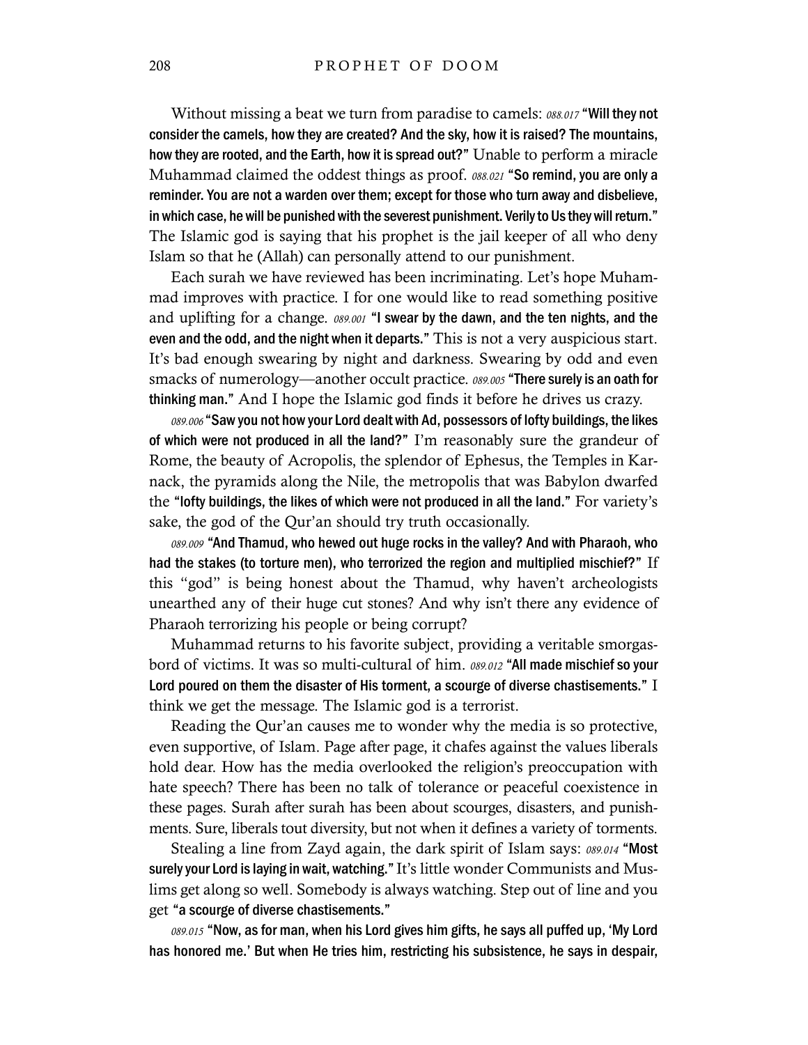Without missing a beat we turn from paradise to camels: *088.017* **"Will they not consider the camels, how they are created? And the sky, how it is raised? The mountains, how they are rooted, and the Earth, how it is spread out?"** Unable to perform a miracle Muhammad claimed the oddest things as proof. *088.021* **"So remind, you are only a reminder. You are not a warden over them; except for those who turn away and disbelieve, in which case, he will be punished with the severest punishment. Verily to Us they will return."** The Islamic god is saying that his prophet is the jail keeper of all who deny Islam so that he (Allah) can personally attend to our punishment.

Each surah we have reviewed has been incriminating. Let's hope Muhammad improves with practice. I for one would like to read something positive and uplifting for a change. *089.001* **"I swear by the dawn, and the ten nights, and the even and the odd, and the night when it departs."** This is not a very auspicious start. It's bad enough swearing by night and darkness. Swearing by odd and even smacks of numerology—another occult practice. *089.005* **"There surely is an oath for thinking man."** And I hope the Islamic god finds it before he drives us crazy.

*089.006* **"Saw you not how your Lord dealt with Ad, possessors of lofty buildings, the likes of which were not produced in all the land?"** I'm reasonably sure the grandeur of Rome, the beauty of Acropolis, the splendor of Ephesus, the Temples in Karnack, the pyramids along the Nile, the metropolis that was Babylon dwarfed the **"lofty buildings, the likes of which were not produced in all the land."** For variety's sake, the god of the Qur'an should try truth occasionally.

*089.009* **"And Thamud, who hewed out huge rocks in the valley? And with Pharaoh, who had the stakes (to torture men), who terrorized the region and multiplied mischief?"** If this "god" is being honest about the Thamud, why haven't archeologists unearthed any of their huge cut stones? And why isn't there any evidence of Pharaoh terrorizing his people or being corrupt?

Muhammad returns to his favorite subject, providing a veritable smorgasbord of victims. It was so multi-cultural of him. *089.012* **"All made mischief so your Lord poured on them the disaster of His torment, a scourge of diverse chastisements."** I think we get the message. The Islamic god is a terrorist.

Reading the Qur'an causes me to wonder why the media is so protective, even supportive, of Islam. Page after page, it chafes against the values liberals hold dear. How has the media overlooked the religion's preoccupation with hate speech? There has been no talk of tolerance or peaceful coexistence in these pages. Surah after surah has been about scourges, disasters, and punishments. Sure, liberals tout diversity, but not when it defines a variety of torments.

Stealing a line from Zayd again, the dark spirit of Islam says: *089.014* **"Most surely your Lord is laying in wait, watching."** It's little wonder Communists and Muslims get along so well. Somebody is always watching. Step out of line and you get **"a scourge of diverse chastisements."**

*089.015* **"Now, as for man, when his Lord gives him gifts, he says all puffed up, 'My Lord has honored me.' But when He tries him, restricting his subsistence, he says in despair,**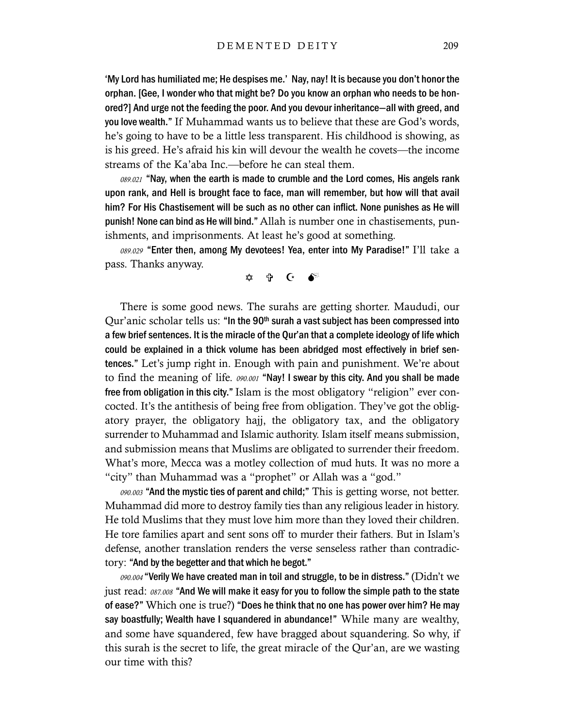'My Lord has humiliated me; He despises me.' Nay, nay! It is because you don't honor the orphan. [Gee, I wonder who that might be? Do you know an orphan who needs to be honored?] And urge not the feeding the poor. And you devour inheritance—all with greed, and you love wealth." If Muhammad wants us to believe that these are God's words, he's going to have to be a little less transparent. His childhood is showing, as is his greed. He's afraid his kin will devour the wealth he covets—the income streams of the Ka'aba Inc.—before he can steal them.

*089.021* "Nay, when the earth is made to crumble and the Lord comes, His angels rank upon rank, and Hell is brought face to face, man will remember, but how will that avail him? For His Chastisement will be such as no other can inflict. None punishes as He will punish! None can bind as He will bind." Allah is number one in chastisements, punishments, and imprisonments. At least he's good at something.

*089.029* "Enter then, among My devotees! Yea, enter into My Paradise!" I'll take a pass. Thanks anyway.

✡ ✞ ☪ 💣

There is some good news. The surahs are getting shorter. Maududi, our Qur'anic scholar tells us: "In the 90th surah a vast subject has been compressed into a few brief sentences. It is the miracle of the Qur'an that a complete ideology of life which could be explained in a thick volume has been abridged most effectively in brief sentences." Let's jump right in. Enough with pain and punishment. We're about to find the meaning of life. *090.001* "Nay! I swear by this city. And you shall be made free from obligation in this city." Islam is the most obligatory "religion" ever concocted. It's the antithesis of being free from obligation. They've got the obligatory prayer, the obligatory hajj, the obligatory tax, and the obligatory surrender to Muhammad and Islamic authority. Islam itself means submission, and submission means that Muslims are obligated to surrender their freedom. What's more, Mecca was a motley collection of mud huts. It was no more a "city" than Muhammad was a "prophet" or Allah was a "god."

*090.003* "And the mystic ties of parent and child;" This is getting worse, not better. Muhammad did more to destroy family ties than any religious leader in history. He told Muslims that they must love him more than they loved their children. He tore families apart and sent sons off to murder their fathers. But in Islam's defense, another translation renders the verse senseless rather than contradictory: "And by the begetter and that which he begot."

*090.004* "Verily We have created man in toil and struggle, to be in distress." (Didn't we just read: *087.008* "And We will make it easy for you to follow the simple path to the state of ease?" Which one is true?) "Does he think that no one has power over him? He may say boastfully; Wealth have I squandered in abundance!" While many are wealthy, and some have squandered, few have bragged about squandering. So why, if this surah is the secret to life, the great miracle of the Qur'an, are we wasting our time with this?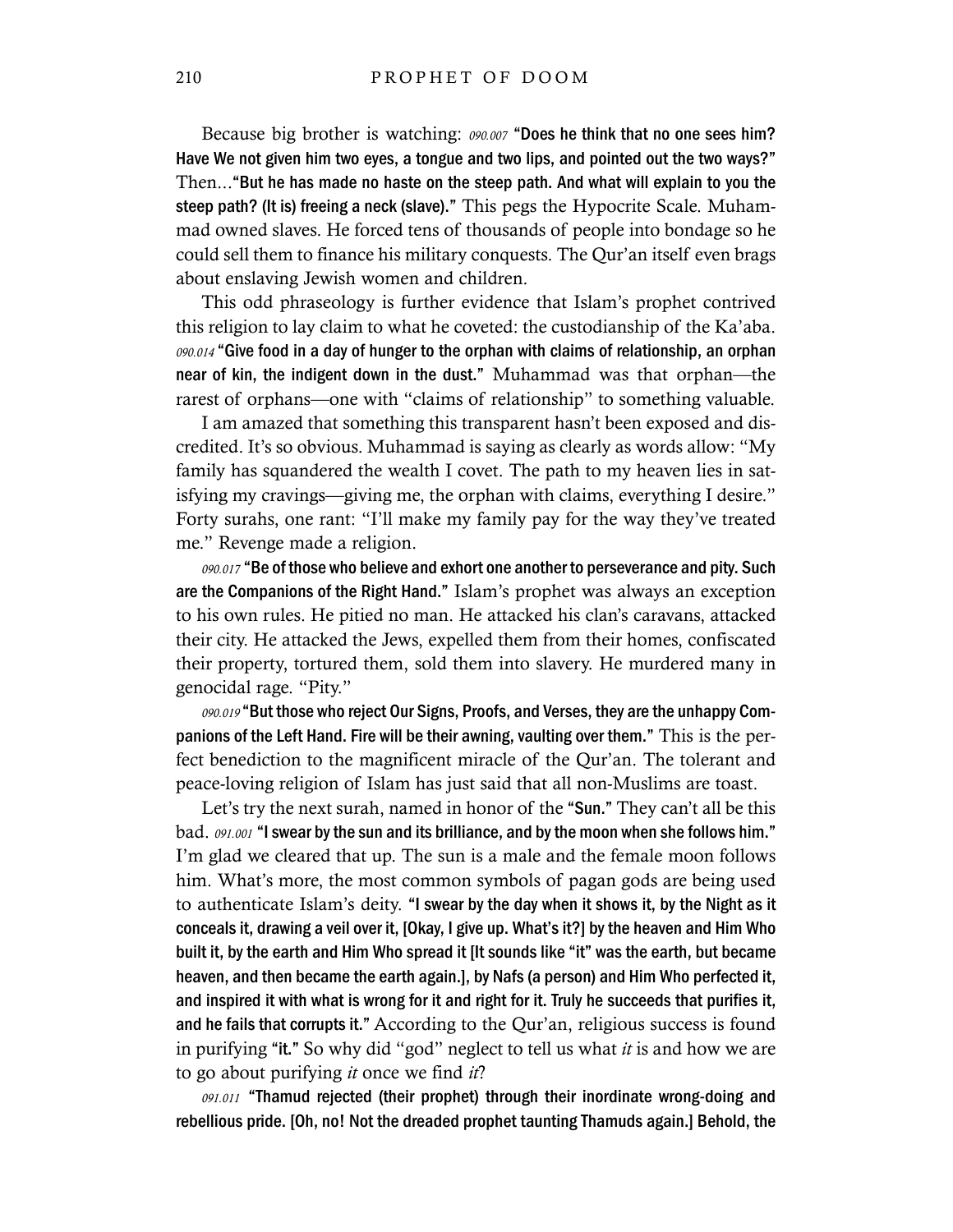Because big brother is watching: *090.007* **"Does he think that no one sees him? Have We not given him two eyes, a tongue and two lips, and pointed out the two ways?"** Then…**"But he has made no haste on the steep path. And what will explain to you the steep path? (It is) freeing a neck (slave)."** This pegs the Hypocrite Scale. Muhammad owned slaves. He forced tens of thousands of people into bondage so he could sell them to finance his military conquests. The Qur'an itself even brags about enslaving Jewish women and children.

This odd phraseology is further evidence that Islam's prophet contrived this religion to lay claim to what he coveted: the custodianship of the Ka'aba. *090.014* **"Give food in a day of hunger to the orphan with claims of relationship, an orphan near of kin, the indigent down in the dust."** Muhammad was that orphan—the rarest of orphans—one with "claims of relationship" to something valuable.

I am amazed that something this transparent hasn't been exposed and discredited. It's so obvious. Muhammad is saying as clearly as words allow: "My family has squandered the wealth I covet. The path to my heaven lies in satisfying my cravings—giving me, the orphan with claims, everything I desire." Forty surahs, one rant: "I'll make my family pay for the way they've treated me." Revenge made a religion.

*090.017* **"Be of those who believe and exhort one another to perseverance and pity. Such are the Companions of the Right Hand."** Islam's prophet was always an exception to his own rules. He pitied no man. He attacked his clan's caravans, attacked their city. He attacked the Jews, expelled them from their homes, confiscated their property, tortured them, sold them into slavery. He murdered many in genocidal rage. "Pity."

*090.019* **"But those who reject Our Signs, Proofs, and Verses, they are the unhappy Companions of the Left Hand. Fire will be their awning, vaulting over them."** This is the perfect benediction to the magnificent miracle of the Qur'an. The tolerant and peace-loving religion of Islam has just said that all non-Muslims are toast.

Let's try the next surah, named in honor of the **"Sun."** They can't all be this bad. *091.001* **"I swear by the sun and its brilliance, and by the moon when she follows him."** I'm glad we cleared that up. The sun is a male and the female moon follows him. What's more, the most common symbols of pagan gods are being used to authenticate Islam's deity. **"I swear by the day when it shows it, by the Night as it conceals it, drawing a veil over it, [Okay, I give up. What's it?] by the heaven and Him Who built it, by the earth and Him Who spread it [It sounds like "it" was the earth, but became heaven, and then became the earth again.], by Nafs (a person) and Him Who perfected it, and inspired it with what is wrong for it and right for it. Truly he succeeds that purifies it, and he fails that corrupts it."** According to the Qur'an, religious success is found in purifying **"it."** So why did "god" neglect to tell us what *it* is and how we are to go about purifying *it* once we find *it*?

*091.011* **"Thamud rejected (their prophet) through their inordinate wrong-doing and rebellious pride. [Oh, no! Not the dreaded prophet taunting Thamuds again.] Behold, the**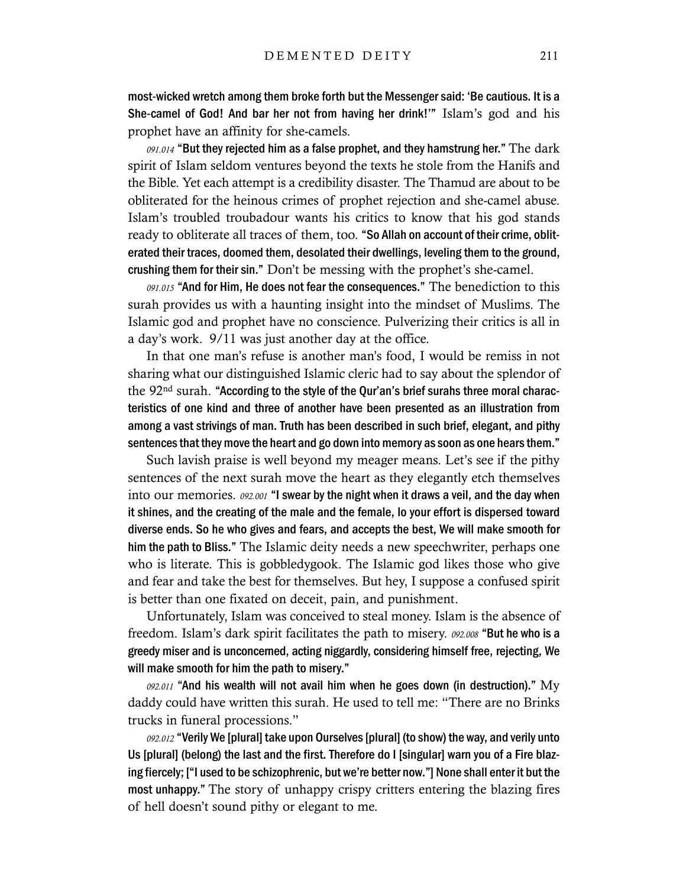**most-wicked wretch among them broke forth but the Messenger said: 'Be cautious. It is a She-camel of God! And bar her not from having her drink!'"** Islam's god and his prophet have an affinity for she-camels.

*091.014* **"But they rejected him as a false prophet, and they hamstrung her."** The dark spirit of Islam seldom ventures beyond the texts he stole from the Hanifs and the Bible. Yet each attempt is a credibility disaster. The Thamud are about to be obliterated for the heinous crimes of prophet rejection and she-camel abuse. Islam's troubled troubadour wants his critics to know that his god stands ready to obliterate all traces of them, too. **"So Allah on account of their crime, obliterated their traces, doomed them, desolated their dwellings, leveling them to the ground, crushing them for their sin."** Don't be messing with the prophet's she-camel.

*091.015* **"And for Him, He does not fear the consequences."** The benediction to this surah provides us with a haunting insight into the mindset of Muslims. The Islamic god and prophet have no conscience. Pulverizing their critics is all in a day's work. 9/11 was just another day at the office.

In that one man's refuse is another man's food, I would be remiss in not sharing what our distinguished Islamic cleric had to say about the splendor of the 92nd surah. **"According to the style of the Qur'an's brief surahs three moral characteristics of one kind and three of another have been presented as an illustration from among a vast strivings of man. Truth has been described in such brief, elegant, and pithy sentences that they move the heart and go down into memory as soon as one hears them."**

Such lavish praise is well beyond my meager means. Let's see if the pithy sentences of the next surah move the heart as they elegantly etch themselves into our memories. *092.001* **"I swear by the night when it draws a veil, and the day when it shines, and the creating of the male and the female, lo your effort is dispersed toward diverse ends. So he who gives and fears, and accepts the best, We will make smooth for him the path to Bliss."** The Islamic deity needs a new speechwriter, perhaps one who is literate. This is gobbledygook. The Islamic god likes those who give and fear and take the best for themselves. But hey, I suppose a confused spirit is better than one fixated on deceit, pain, and punishment.

Unfortunately, Islam was conceived to steal money. Islam is the absence of freedom. Islam's dark spirit facilitates the path to misery. *092.008* **"But he who is a greedy miser and is unconcerned, acting niggardly, considering himself free, rejecting, We will make smooth for him the path to misery."**

*092.011* **"And his wealth will not avail him when he goes down (in destruction)."** My daddy could have written this surah. He used to tell me: "There are no Brinks trucks in funeral processions."

*092.012* **"Verily We [plural] take upon Ourselves [plural] (to show) the way, and verily unto Us [plural] (belong) the last and the first. Therefore do I [singular] warn you of a Fire blazing fiercely; ["I used to be schizophrenic, but we're better now."] None shall enter it but the most unhappy."** The story of unhappy crispy critters entering the blazing fires of hell doesn't sound pithy or elegant to me.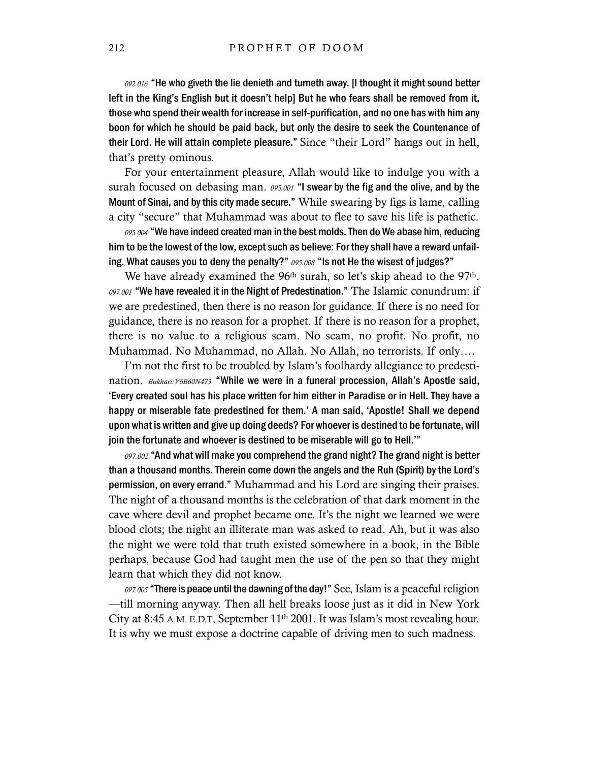*092.016* **"He who giveth the lie denieth and turneth away. [I thought it might sound better left in the King's English but it doesn't help] But he who fears shall be removed from it, those who spend their wealth for increase in self-purification, and no one has with him any boon for which he should be paid back, but only the desire to seek the Countenance of their Lord. He will attain complete pleasure."** Since "their Lord" hangs out in hell, that's pretty ominous.

For your entertainment pleasure, Allah would like to indulge you with a surah focused on debasing man. *095.001* **"I swear by the fig and the olive, and by the Mount of Sinai, and by this city made secure."** While swearing by figs is lame, calling a city "secure" that Muhammad was about to flee to save his life is pathetic.

*095.004* **"We have indeed created man in the best molds. Then do We abase him, reducing him to be the lowest of the low, except such as believe: For they shall have a reward unfailing. What causes you to deny the penalty?"** *095.008* **"Is not He the wisest of judges?"**

We have already examined the 96th surah, so let's skip ahead to the 97th. *097.001* **"We have revealed it in the Night of Predestination."** The Islamic conundrum: if we are predestined, then there is no reason for guidance. If there is no need for guidance, there is no reason for a prophet. If there is no reason for a prophet, there is no value to a religious scam. No scam, no profit. No profit, no Muhammad. No Muhammad, no Allah. No Allah, no terrorists. If only….

I'm not the first to be troubled by Islam's foolhardy allegiance to predestination. *Bukhari:V6B60N473* **"While we were in a funeral procession, Allah's Apostle said, 'Every created soul has his place written for him either in Paradise or in Hell. They have a happy or miserable fate predestined for them.' A man said, 'Apostle! Shall we depend upon what is written and give up doing deeds? For whoever is destined to be fortunate, will join the fortunate and whoever is destined to be miserable will go to Hell.'"**

*097.002* **"And what will make you comprehend the grand night? The grand night is better than a thousand months. Therein come down the angels and the Ruh (Spirit) by the Lord's permission, on every errand."** Muhammad and his Lord are singing their praises. The night of a thousand months is the celebration of that dark moment in the cave where devil and prophet became one. It's the night we learned we were blood clots; the night an illiterate man was asked to read. Ah, but it was also the night we were told that truth existed somewhere in a book, in the Bible perhaps, because God had taught men the use of the pen so that they might learn that which they did not know.

*097.005* **"There is peace until the dawning of the day!"** See, Islam is a peaceful religion—till morning anyway. Then all hell breaks loose just as it did in New York City at 8:45 A.M. E.D.T, September 11th 2001. It was Islam's most revealing hour. It is why we must expose a doctrine capable of driving men to such madness.